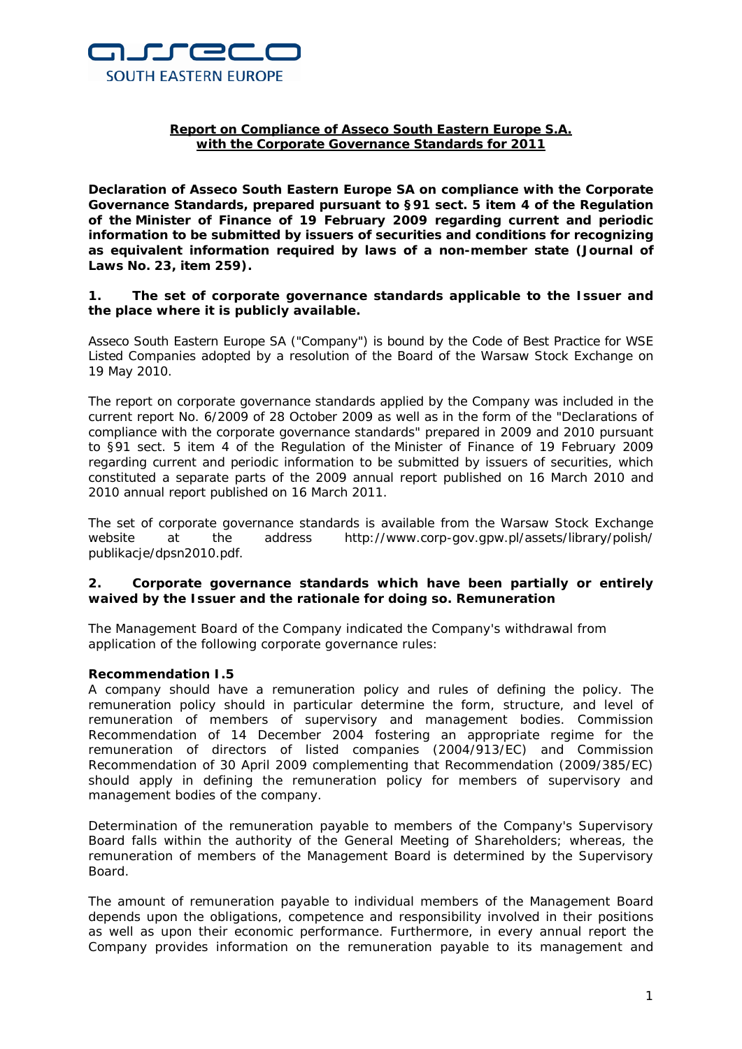**Report on Compliance of Asseco South Eastern Europe S.A. with the Corporate Governance Standards for 2011**

**Declaration of Asseco South Eastern Europe SA on compliance with the Corporate Governance Standards, prepared pursuant to §91 sect. 5 item 4 of the Regulation of the Minister of Finance of 19 February 2009 regarding current and periodic information to be submitted by issuers of securities and conditions for recognizing as equivalent information required by laws of a non-member state (Journal of Laws No. 23, item 259).**

## 1. The set of corporate governance standards applicable to the Issuer and the place where it is publicly available.

Asseco South Eastern Europe SA ("Company") is bound by the Code of Best Practice for WSE Listed Companies adopted by a resolution of the Board of the Warsaw Stock Exchange on 19 May 2010.

The report on corporate governance standards applied by the Company was included in the current report No. 6/2009 of 28 October 2009 as well as in the form of the "Declarations of compliance with the corporate governance standards" prepared in 2009 and 2010 pursuant to §91 sect. 5 item 4 of the Regulation of the Minister of Finance of 19 February 2009 regarding current and periodic information to be submitted by issuers of securities, which constituted a separate parts of the 2009 annual report published on 16 March 2010 and 2010 annual report published on 16 March 2011.

The set of corporate governance standards is available from the Warsaw Stock Exchange website at the address http://www.corp-gov.gpw.pl/assets/library/polish/publikacje/dpsn2010.pdf.

## 2. Corporate governance standards which have been partially or entirely waived by the Issuer and the rationale for doing so. Remuneration

The Management Board of the Company indicated the Company's withdrawal from application of the following corporate governance rules:

**Recommendation I.5**

A company should have a remuneration policy and rules of defining the policy. The remuneration policy should in particular determine the form, structure, and level of remuneration of members of supervisory and management bodies. Commission Recommendation of 14 December 2004 fostering an appropriate regime for the remuneration of directors of listed companies (2004/913/EC) and Commission Recommendation of 30 April 2009 complementing that Recommendation (2009/385/EC) should apply in defining the remuneration policy for members of supervisory and management bodies of the company.

Determination of the remuneration payable to members of the Company's Supervisory Board falls within the authority of the General Meeting of Shareholders; whereas, the remuneration of members of the Management Board is determined by the Supervisory Board.

The amount of remuneration payable to individual members of the Management Board depends upon the obligations, competence and responsibility involved in their positions as well as upon their economic performance. Furthermore, in every annual report the Company provides information on the remuneration payable to its management and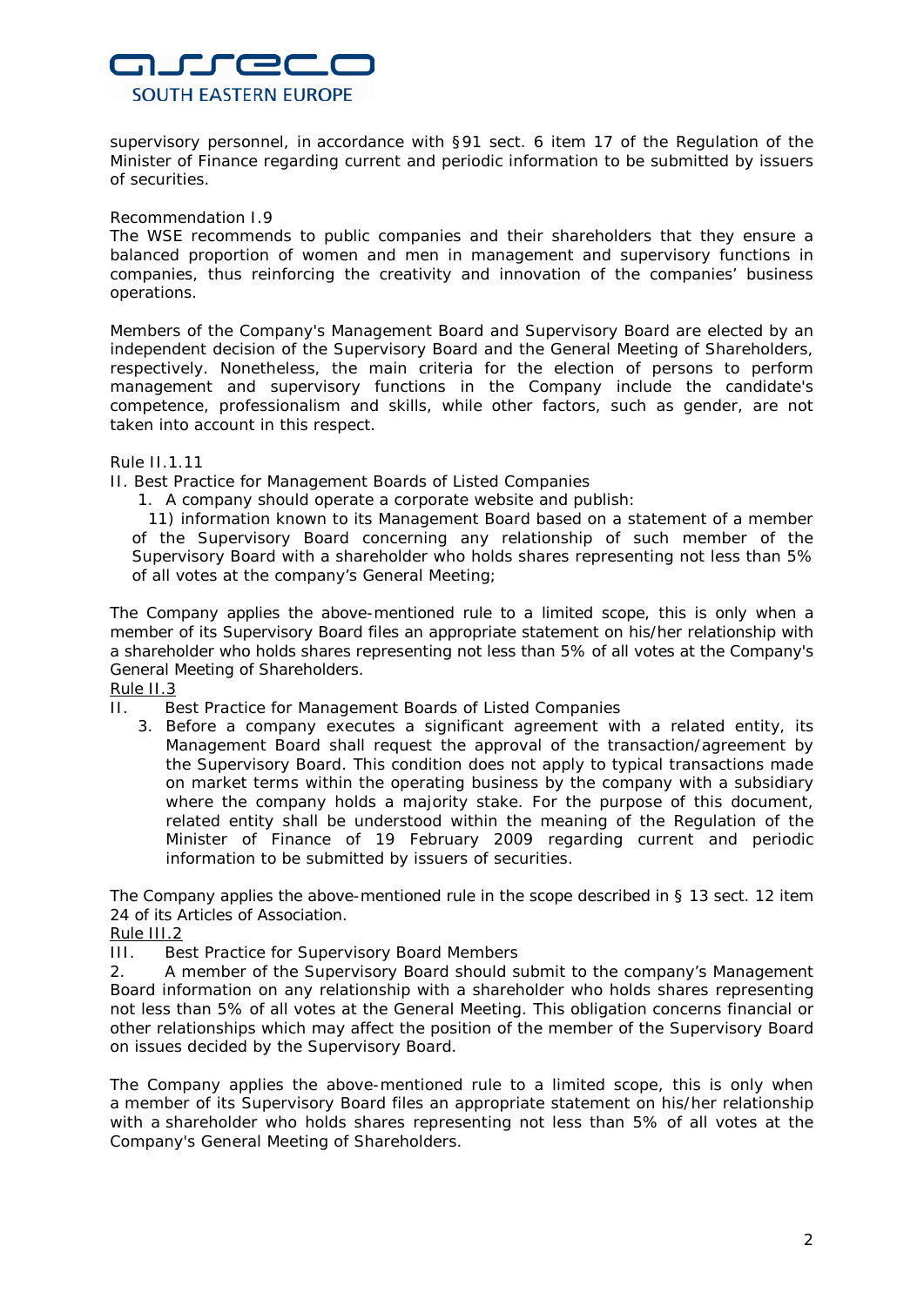supervisory personnel, in accordance with §91 sect. 6 item 17 of the Regulation of the Minister of Finance regarding current and periodic information to be submitted by issuers of securities.

Recommendation I.9

The WSE recommends to public companies and their shareholders that they ensure a balanced proportion of women and men in management and supervisory functions in companies, thus reinforcing the creativity and innovation of the companies' business operations.

Members of the Company's Management Board and Supervisory Board are elected by an independent decision of the Supervisory Board and the General Meeting of Shareholders, respectively. Nonetheless, the main criteria for the election of persons to perform management and supervisory functions in the Company include the candidate's competence, professionalism and skills, while other factors, such as gender, are not taken into account in this respect.

Rule II.1.11

II. Best Practice for Management Boards of Listed Companies

1. A company should operate a corporate website and publish:

 11) information known to its Management Board based on a statement of a member of the Supervisory Board concerning any relationship of such member of the Supervisory Board with a shareholder who holds shares representing not less than 5% of all votes at the company's General Meeting;

The Company applies the above-mentioned rule to a limited scope, this is only when a member of its Supervisory Board files an appropriate statement on his/her relationship with a shareholder who holds shares representing not less than 5% of all votes at the Company's General Meeting of Shareholders.

Rule II.3

II. Best Practice for Management Boards of Listed Companies

3. Before a company executes a significant agreement with a related entity, its Management Board shall request the approval of the transaction/agreement by the Supervisory Board. This condition does not apply to typical transactions made on market terms within the operating business by the company with a subsidiary where the company holds a majority stake. For the purpose of this document, related entity shall be understood within the meaning of the Regulation of the Minister of Finance of 19 February 2009 regarding current and periodic information to be submitted by issuers of securities.

The Company applies the above-mentioned rule in the scope described in § 13 sect. 12 item 24 of its Articles of Association.

Rule III.2

III. Best Practice for Supervisory Board Members

2. A member of the Supervisory Board should submit to the company's Management Board information on any relationship with a shareholder who holds shares representing not less than 5% of all votes at the General Meeting. This obligation concerns financial or other relationships which may affect the position of the member of the Supervisory Board on issues decided by the Supervisory Board.

The Company applies the above-mentioned rule to a limited scope, this is only when a member of its Supervisory Board files an appropriate statement on his/her relationship with a shareholder who holds shares representing not less than 5% of all votes at the Company's General Meeting of Shareholders.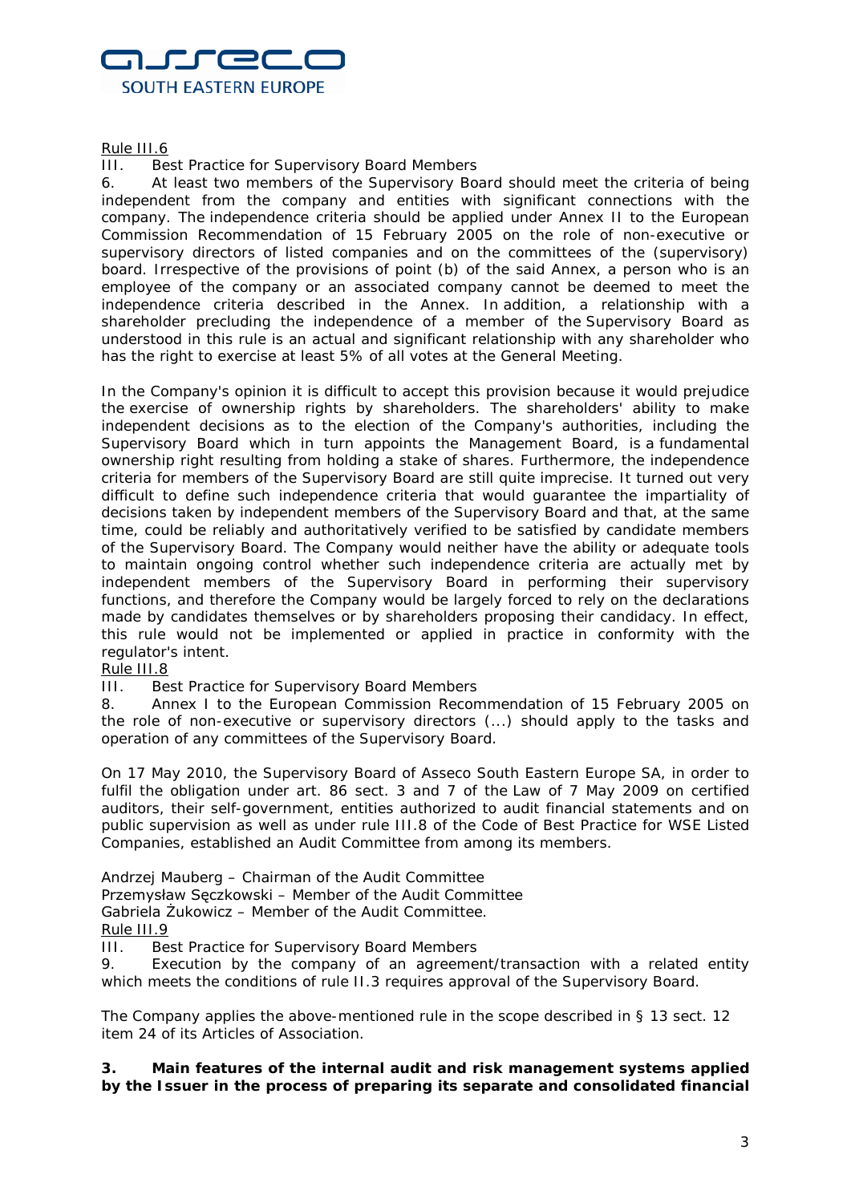Rule III.6

III. Best Practice for Supervisory Board Members

6. At least two members of the Supervisory Board should meet the criteria of being independent from the company and entities with significant connections with the company. The independence criteria should be applied under Annex II to the European Commission Recommendation of 15 February 2005 on the role of non-executive or supervisory directors of listed companies and on the committees of the (supervisory) board. Irrespective of the provisions of point (b) of the said Annex, a person who is an employee of the company or an associated company cannot be deemed to meet the independence criteria described in the Annex. In addition, a relationship with a shareholder precluding the independence of a member of the Supervisory Board as understood in this rule is an actual and significant relationship with any shareholder who has the right to exercise at least 5% of all votes at the General Meeting.

In the Company's opinion it is difficult to accept this provision because it would prejudice the exercise of ownership rights by shareholders. The shareholders' ability to make independent decisions as to the election of the Company's authorities, including the Supervisory Board which in turn appoints the Management Board, is a fundamental ownership right resulting from holding a stake of shares. Furthermore, the independence criteria for members of the Supervisory Board are still quite imprecise. It turned out very difficult to define such independence criteria that would guarantee the impartiality of decisions taken by independent members of the Supervisory Board and that, at the same time, could be reliably and authoritatively verified to be satisfied by candidate members of the Supervisory Board. The Company would neither have the ability or adequate tools to maintain ongoing control whether such independence criteria are actually met by independent members of the Supervisory Board in performing their supervisory functions, and therefore the Company would be largely forced to rely on the declarations made by candidates themselves or by shareholders proposing their candidacy. In effect, this rule would not be implemented or applied in practice in conformity with the regulator's intent.

Rule III.8

III. Best Practice for Supervisory Board Members

8. Annex I to the European Commission Recommendation of 15 February 2005 on the role of non-executive or supervisory directors (...) should apply to the tasks and operation of any committees of the Supervisory Board.

On 17 May 2010, the Supervisory Board of Asseco South Eastern Europe SA, in order to fulfil the obligation under art. 86 sect. 3 and 7 of the Law of 7 May 2009 on certified auditors, their self-government, entities authorized to audit financial statements and on public supervision as well as under rule III.8 of the Code of Best Practice for WSE Listed Companies, established an Audit Committee from among its members.

Andrzej Mauberg – Chairman of the Audit Committee
Przemysław Sęczkowski – Member of the Audit Committee
Gabriela Żukowicz – Member of the Audit Committee.

Rule III.9

III. Best Practice for Supervisory Board Members

9. Execution by the company of an agreement/transaction with a related entity which meets the conditions of rule II.3 requires approval of the Supervisory Board.

The Company applies the above-mentioned rule in the scope described in § 13 sect. 12 item 24 of its Articles of Association.

**3. Main features of the internal audit and risk management systems applied by the Issuer in the process of preparing its separate and consolidated financial**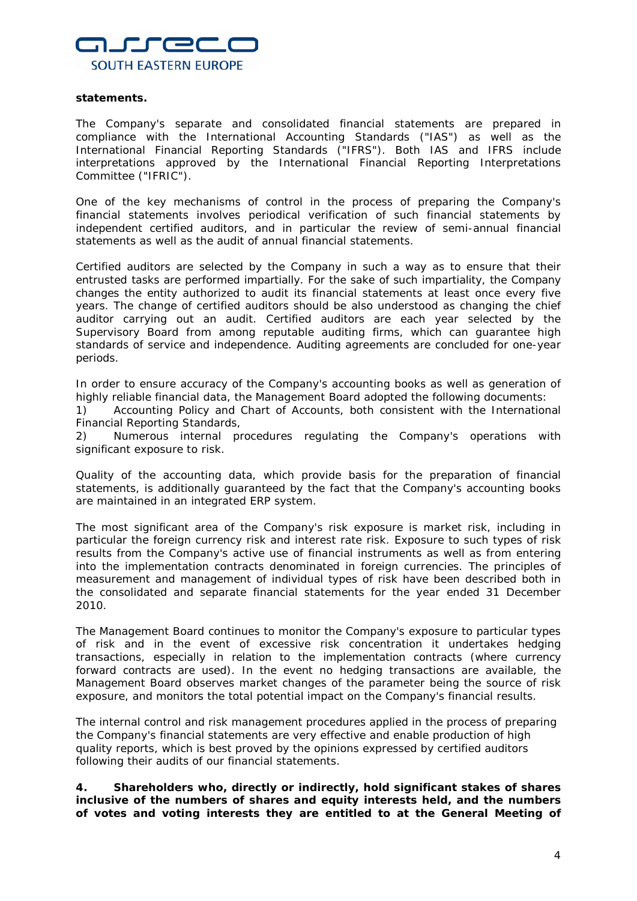**statements.**

The Company's separate and consolidated financial statements are prepared in compliance with the International Accounting Standards ("IAS") as well as the International Financial Reporting Standards ("IFRS"). Both IAS and IFRS include interpretations approved by the International Financial Reporting Interpretations Committee ("IFRIC").

One of the key mechanisms of control in the process of preparing the Company's financial statements involves periodical verification of such financial statements by independent certified auditors, and in particular the review of semi-annual financial statements as well as the audit of annual financial statements.

Certified auditors are selected by the Company in such a way as to ensure that their entrusted tasks are performed impartially. For the sake of such impartiality, the Company changes the entity authorized to audit its financial statements at least once every five years. The change of certified auditors should be also understood as changing the chief auditor carrying out an audit. Certified auditors are each year selected by the Supervisory Board from among reputable auditing firms, which can guarantee high standards of service and independence. Auditing agreements are concluded for one-year periods.

In order to ensure accuracy of the Company's accounting books as well as generation of highly reliable financial data, the Management Board adopted the following documents:

1) Accounting Policy and Chart of Accounts, both consistent with the International Financial Reporting Standards,
2) Numerous internal procedures regulating the Company's operations with significant exposure to risk.

Quality of the accounting data, which provide basis for the preparation of financial statements, is additionally guaranteed by the fact that the Company's accounting books are maintained in an integrated ERP system.

The most significant area of the Company's risk exposure is market risk, including in particular the foreign currency risk and interest rate risk. Exposure to such types of risk results from the Company's active use of financial instruments as well as from entering into the implementation contracts denominated in foreign currencies. The principles of measurement and management of individual types of risk have been described both in the consolidated and separate financial statements for the year ended 31 December 2010.

The Management Board continues to monitor the Company's exposure to particular types of risk and in the event of excessive risk concentration it undertakes hedging transactions, especially in relation to the implementation contracts (where currency forward contracts are used). In the event no hedging transactions are available, the Management Board observes market changes of the parameter being the source of risk exposure, and monitors the total potential impact on the Company's financial results.

The internal control and risk management procedures applied in the process of preparing the Company's financial statements are very effective and enable production of high quality reports, which is best proved by the opinions expressed by certified auditors following their audits of our financial statements.

**4. Shareholders who, directly or indirectly, hold significant stakes of shares inclusive of the numbers of shares and equity interests held, and the numbers of votes and voting interests they are entitled to at the General Meeting of**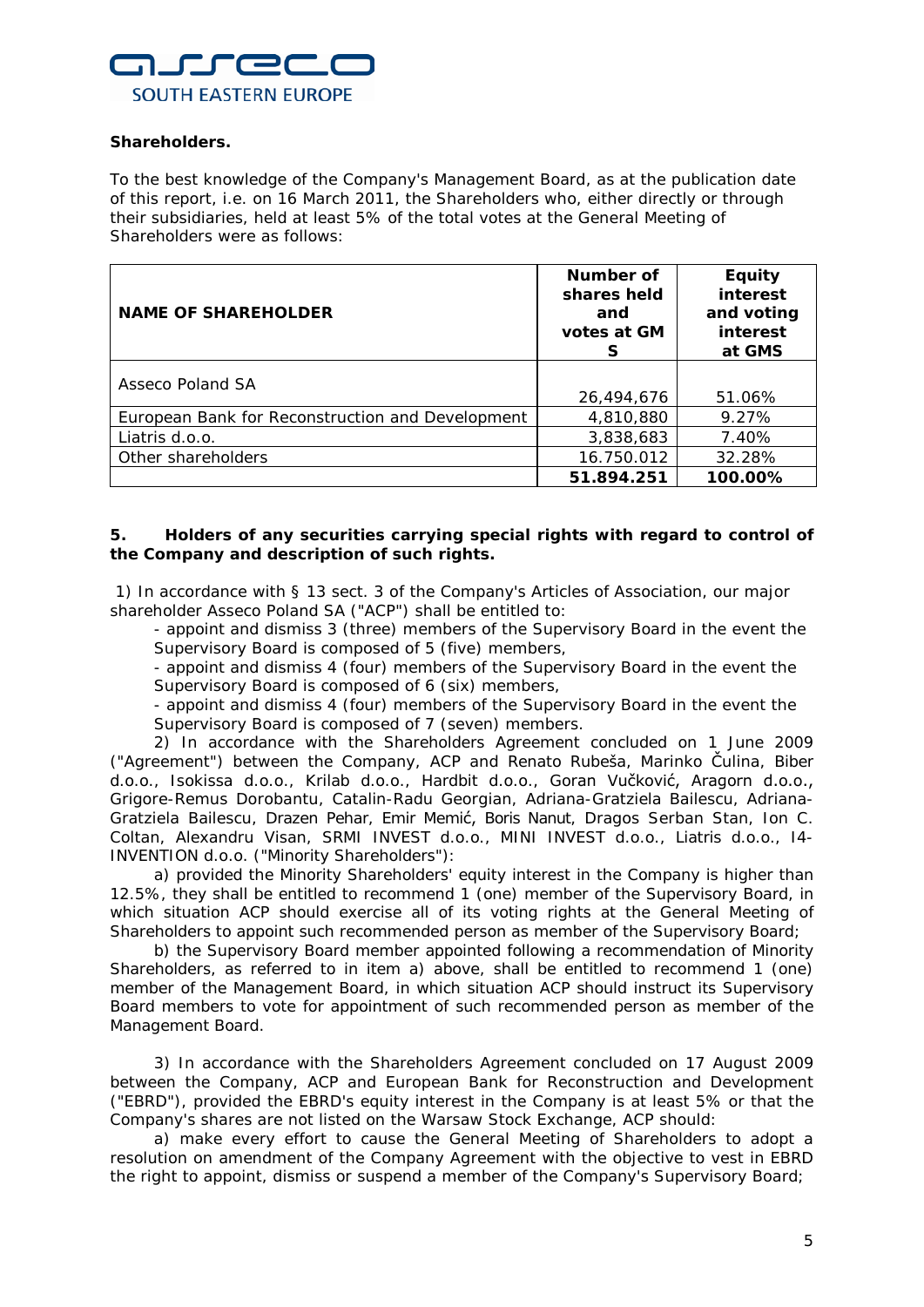**Shareholders.**

To the best knowledge of the Company's Management Board, as at the publication date of this report, i.e. on 16 March 2011, the Shareholders who, either directly or through their subsidiaries, held at least 5% of the total votes at the General Meeting of Shareholders were as follows:

| NAME OF SHAREHOLDER | Number of shares held and votes at GMS | Equity interest and voting interest at GMS |
|---|---|---|
| Asseco Poland SA | 26,494,676 | 51.06% |
| European Bank for Reconstruction and Development | 4,810,880 | 9.27% |
| Liatris d.o.o. | 3,838,683 | 7.40% |
| Other shareholders | 16.750.012 | 32.28% |
| | **51.894.251** | **100.00%** |

**5. Holders of any securities carrying special rights with regard to control of the Company and description of such rights.**

1) In accordance with § 13 sect. 3 of the Company's Articles of Association, our major shareholder Asseco Poland SA ("ACP") shall be entitled to:

- appoint and dismiss 3 (three) members of the Supervisory Board in the event the Supervisory Board is composed of 5 (five) members,
- appoint and dismiss 4 (four) members of the Supervisory Board in the event the Supervisory Board is composed of 6 (six) members,
- appoint and dismiss 4 (four) members of the Supervisory Board in the event the Supervisory Board is composed of 7 (seven) members.

2) In accordance with the Shareholders Agreement concluded on 1 June 2009 ("Agreement") between the Company, ACP and Renato Rubeša, Marinko Čulina, Biber d.o.o., Isokissa d.o.o., Krilab d.o.o., Hardbit d.o.o., Goran Vučković, Aragorn d.o.o., Grigore-Remus Dorobantu, Catalin-Radu Georgian, Adriana-Gratziela Bailescu, Adriana-Gratziela Bailescu, Drazen Pehar, Emir Memić, Boris Nanut, Dragos Serban Stan, Ion C. Coltan, Alexandru Visan, SRMI INVEST d.o.o., MINI INVEST d.o.o., Liatris d.o.o., I4-INVENTION d.o.o. ("Minority Shareholders"):

a) provided the Minority Shareholders' equity interest in the Company is higher than 12.5%, they shall be entitled to recommend 1 (one) member of the Supervisory Board, in which situation ACP should exercise all of its voting rights at the General Meeting of Shareholders to appoint such recommended person as member of the Supervisory Board;

b) the Supervisory Board member appointed following a recommendation of Minority Shareholders, as referred to in item a) above, shall be entitled to recommend 1 (one) member of the Management Board, in which situation ACP should instruct its Supervisory Board members to vote for appointment of such recommended person as member of the Management Board.

3) In accordance with the Shareholders Agreement concluded on 17 August 2009 between the Company, ACP and European Bank for Reconstruction and Development ("EBRD"), provided the EBRD's equity interest in the Company is at least 5% or that the Company's shares are not listed on the Warsaw Stock Exchange, ACP should:

a) make every effort to cause the General Meeting of Shareholders to adopt a resolution on amendment of the Company Agreement with the objective to vest in EBRD the right to appoint, dismiss or suspend a member of the Company's Supervisory Board;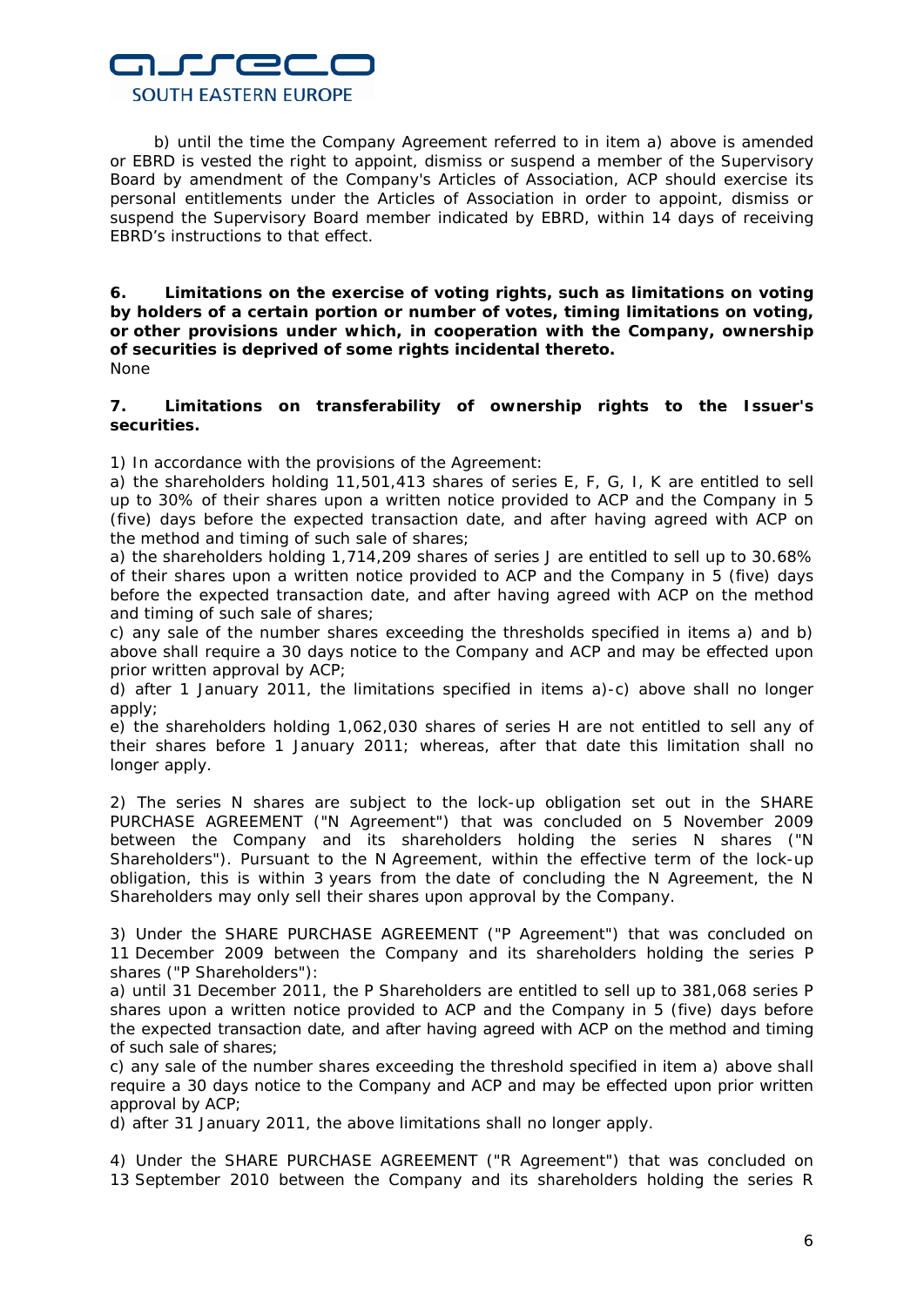b) until the time the Company Agreement referred to in item a) above is amended or EBRD is vested the right to appoint, dismiss or suspend a member of the Supervisory Board by amendment of the Company's Articles of Association, ACP should exercise its personal entitlements under the Articles of Association in order to appoint, dismiss or suspend the Supervisory Board member indicated by EBRD, within 14 days of receiving EBRD's instructions to that effect.

**6. Limitations on the exercise of voting rights, such as limitations on voting by holders of a certain portion or number of votes, timing limitations on voting, or other provisions under which, in cooperation with the Company, ownership of securities is deprived of some rights incidental thereto.**

None

**7. Limitations on transferability of ownership rights to the Issuer's securities.**

1) In accordance with the provisions of the Agreement:

a) the shareholders holding 11,501,413 shares of series E, F, G, I, K are entitled to sell up to 30% of their shares upon a written notice provided to ACP and the Company in 5 (five) days before the expected transaction date, and after having agreed with ACP on the method and timing of such sale of shares;

a) the shareholders holding 1,714,209 shares of series J are entitled to sell up to 30.68% of their shares upon a written notice provided to ACP and the Company in 5 (five) days before the expected transaction date, and after having agreed with ACP on the method and timing of such sale of shares;

c) any sale of the number shares exceeding the thresholds specified in items a) and b) above shall require a 30 days notice to the Company and ACP and may be effected upon prior written approval by ACP;

d) after 1 January 2011, the limitations specified in items a)-c) above shall no longer apply;

e) the shareholders holding 1,062,030 shares of series H are not entitled to sell any of their shares before 1 January 2011; whereas, after that date this limitation shall no longer apply.

2) The series N shares are subject to the lock-up obligation set out in the SHARE PURCHASE AGREEMENT ("N Agreement") that was concluded on 5 November 2009 between the Company and its shareholders holding the series N shares ("N Shareholders"). Pursuant to the N Agreement, within the effective term of the lock-up obligation, this is within 3 years from the date of concluding the N Agreement, the N Shareholders may only sell their shares upon approval by the Company.

3) Under the SHARE PURCHASE AGREEMENT ("P Agreement") that was concluded on 11 December 2009 between the Company and its shareholders holding the series P shares ("P Shareholders"):

a) until 31 December 2011, the P Shareholders are entitled to sell up to 381,068 series P shares upon a written notice provided to ACP and the Company in 5 (five) days before the expected transaction date, and after having agreed with ACP on the method and timing of such sale of shares;

c) any sale of the number shares exceeding the threshold specified in item a) above shall require a 30 days notice to the Company and ACP and may be effected upon prior written approval by ACP;

d) after 31 January 2011, the above limitations shall no longer apply.

4) Under the SHARE PURCHASE AGREEMENT ("R Agreement") that was concluded on 13 September 2010 between the Company and its shareholders holding the series R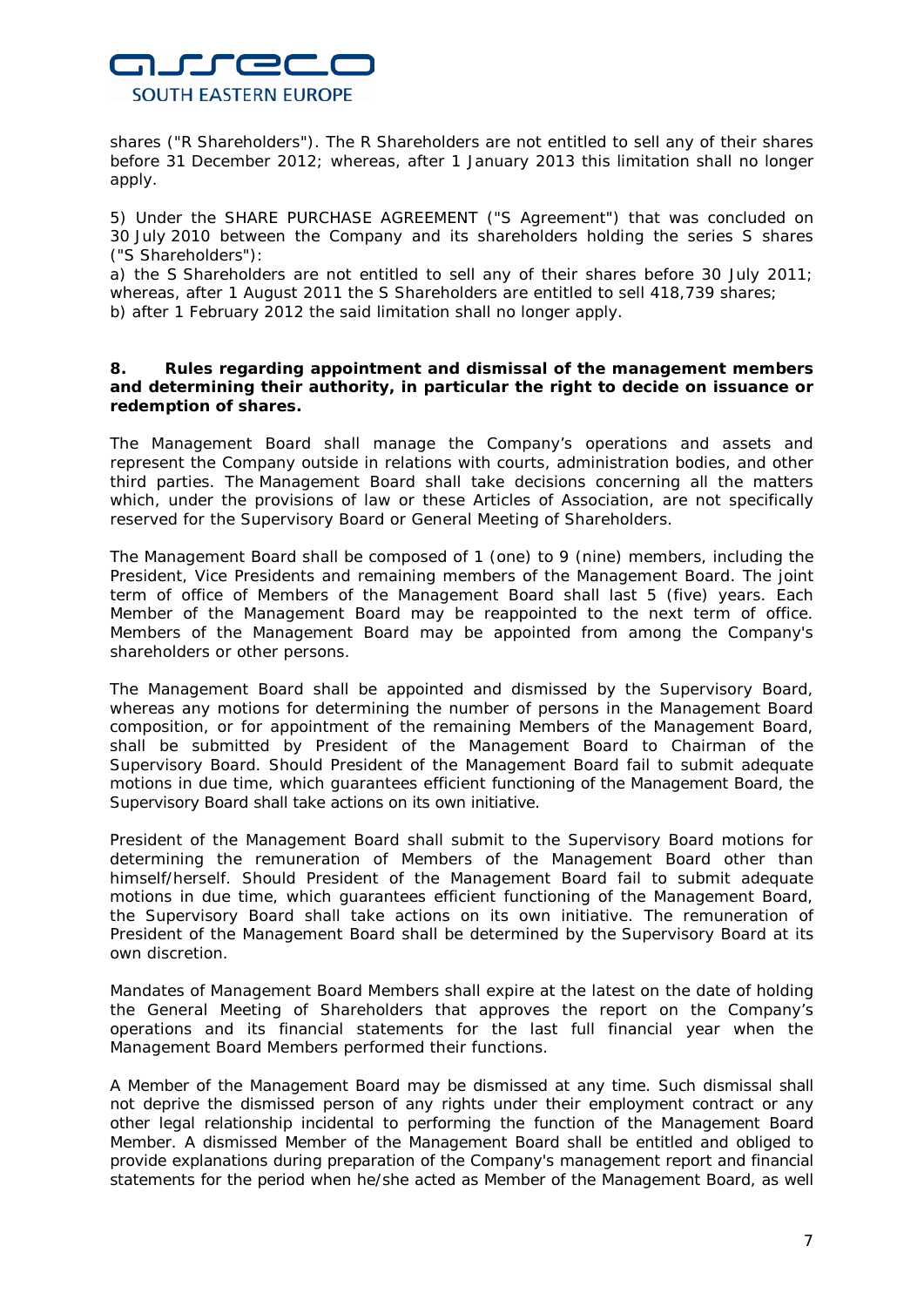shares ("R Shareholders"). The R Shareholders are not entitled to sell any of their shares before 31 December 2012; whereas, after 1 January 2013 this limitation shall no longer apply.

5) Under the SHARE PURCHASE AGREEMENT ("S Agreement") that was concluded on 30 July 2010 between the Company and its shareholders holding the series S shares ("S Shareholders"):

a) the S Shareholders are not entitled to sell any of their shares before 30 July 2011; whereas, after 1 August 2011 the S Shareholders are entitled to sell 418,739 shares;
b) after 1 February 2012 the said limitation shall no longer apply.

**8. Rules regarding appointment and dismissal of the management members and determining their authority, in particular the right to decide on issuance or redemption of shares.**

The Management Board shall manage the Company's operations and assets and represent the Company outside in relations with courts, administration bodies, and other third parties. The Management Board shall take decisions concerning all the matters which, under the provisions of law or these Articles of Association, are not specifically reserved for the Supervisory Board or General Meeting of Shareholders.

The Management Board shall be composed of 1 (one) to 9 (nine) members, including the President, Vice Presidents and remaining members of the Management Board. The joint term of office of Members of the Management Board shall last 5 (five) years. Each Member of the Management Board may be reappointed to the next term of office. Members of the Management Board may be appointed from among the Company's shareholders or other persons.

The Management Board shall be appointed and dismissed by the Supervisory Board, whereas any motions for determining the number of persons in the Management Board composition, or for appointment of the remaining Members of the Management Board, shall be submitted by President of the Management Board to Chairman of the Supervisory Board. Should President of the Management Board fail to submit adequate motions in due time, which guarantees efficient functioning of the Management Board, the Supervisory Board shall take actions on its own initiative.

President of the Management Board shall submit to the Supervisory Board motions for determining the remuneration of Members of the Management Board other than himself/herself. Should President of the Management Board fail to submit adequate motions in due time, which guarantees efficient functioning of the Management Board, the Supervisory Board shall take actions on its own initiative. The remuneration of President of the Management Board shall be determined by the Supervisory Board at its own discretion.

Mandates of Management Board Members shall expire at the latest on the date of holding the General Meeting of Shareholders that approves the report on the Company's operations and its financial statements for the last full financial year when the Management Board Members performed their functions.

A Member of the Management Board may be dismissed at any time. Such dismissal shall not deprive the dismissed person of any rights under their employment contract or any other legal relationship incidental to performing the function of the Management Board Member. A dismissed Member of the Management Board shall be entitled and obliged to provide explanations during preparation of the Company's management report and financial statements for the period when he/she acted as Member of the Management Board, as well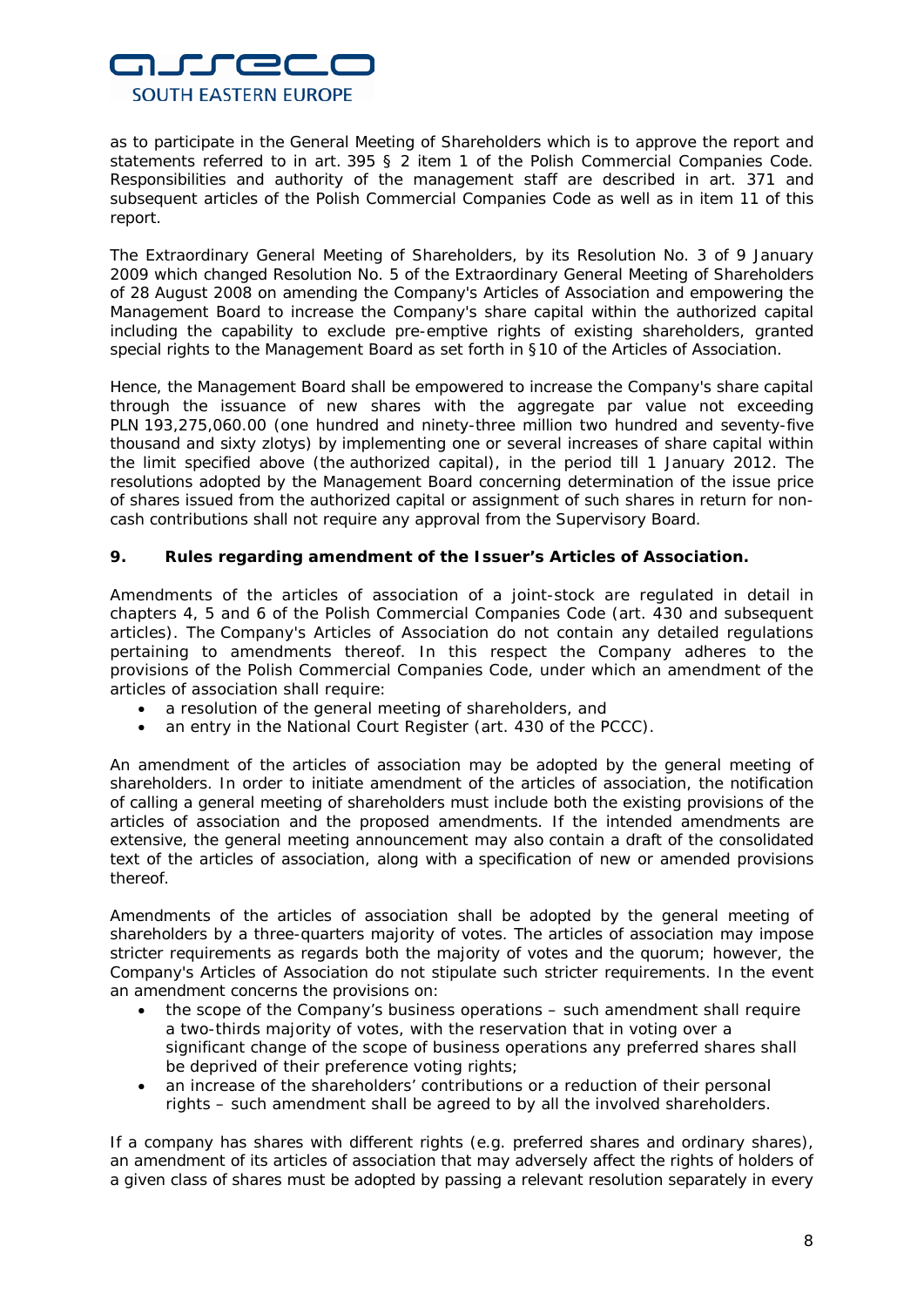as to participate in the General Meeting of Shareholders which is to approve the report and statements referred to in art. 395 § 2 item 1 of the Polish Commercial Companies Code. Responsibilities and authority of the management staff are described in art. 371 and subsequent articles of the Polish Commercial Companies Code as well as in item 11 of this report.

The Extraordinary General Meeting of Shareholders, by its Resolution No. 3 of 9 January 2009 which changed Resolution No. 5 of the Extraordinary General Meeting of Shareholders of 28 August 2008 on amending the Company's Articles of Association and empowering the Management Board to increase the Company's share capital within the authorized capital including the capability to exclude pre-emptive rights of existing shareholders, granted special rights to the Management Board as set forth in §10 of the Articles of Association.

Hence, the Management Board shall be empowered to increase the Company's share capital through the issuance of new shares with the aggregate par value not exceeding PLN 193,275,060.00 (one hundred and ninety-three million two hundred and seventy-five thousand and sixty zlotys) by implementing one or several increases of share capital within the limit specified above (the authorized capital), in the period till 1 January 2012. The resolutions adopted by the Management Board concerning determination of the issue price of shares issued from the authorized capital or assignment of such shares in return for non-cash contributions shall not require any approval from the Supervisory Board.

## 9. Rules regarding amendment of the Issuer's Articles of Association.

Amendments of the articles of association of a joint-stock are regulated in detail in chapters 4, 5 and 6 of the Polish Commercial Companies Code (art. 430 and subsequent articles). The Company's Articles of Association do not contain any detailed regulations pertaining to amendments thereof. In this respect the Company adheres to the provisions of the Polish Commercial Companies Code, under which an amendment of the articles of association shall require:

- a resolution of the general meeting of shareholders, and
- an entry in the National Court Register (art. 430 of the PCCC).

An amendment of the articles of association may be adopted by the general meeting of shareholders. In order to initiate amendment of the articles of association, the notification of calling a general meeting of shareholders must include both the existing provisions of the articles of association and the proposed amendments. If the intended amendments are extensive, the general meeting announcement may also contain a draft of the consolidated text of the articles of association, along with a specification of new or amended provisions thereof.

Amendments of the articles of association shall be adopted by the general meeting of shareholders by a three-quarters majority of votes. The articles of association may impose stricter requirements as regards both the majority of votes and the quorum; however, the Company's Articles of Association do not stipulate such stricter requirements. In the event an amendment concerns the provisions on:

- the scope of the Company's business operations – such amendment shall require a two-thirds majority of votes, with the reservation that in voting over a significant change of the scope of business operations any preferred shares shall be deprived of their preference voting rights;
- an increase of the shareholders' contributions or a reduction of their personal rights – such amendment shall be agreed to by all the involved shareholders.

If a company has shares with different rights (e.g. preferred shares and ordinary shares), an amendment of its articles of association that may adversely affect the rights of holders of a given class of shares must be adopted by passing a relevant resolution separately in every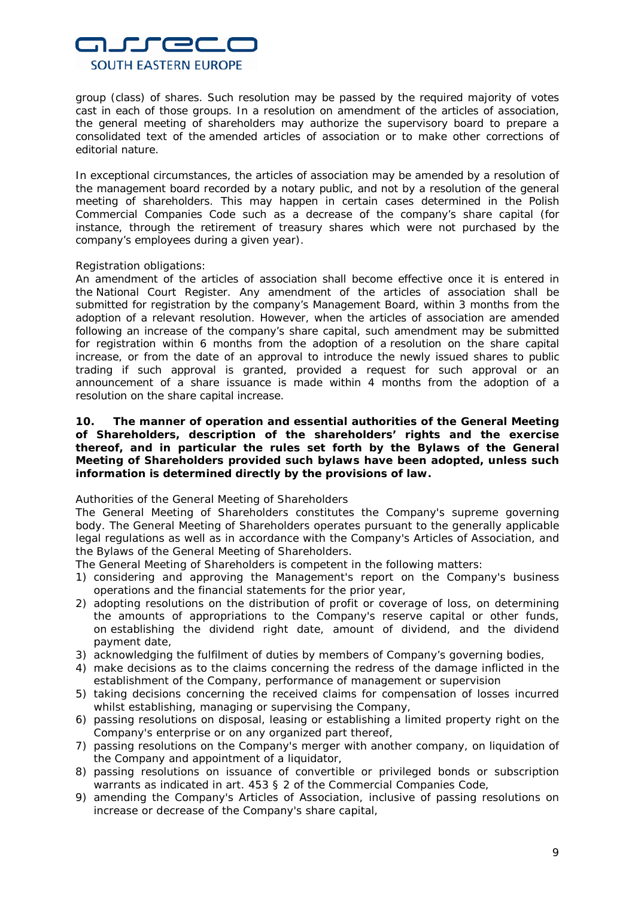group (class) of shares. Such resolution may be passed by the required majority of votes cast in each of those groups. In a resolution on amendment of the articles of association, the general meeting of shareholders may authorize the supervisory board to prepare a consolidated text of the amended articles of association or to make other corrections of editorial nature.

In exceptional circumstances, the articles of association may be amended by a resolution of the management board recorded by a notary public, and not by a resolution of the general meeting of shareholders. This may happen in certain cases determined in the Polish Commercial Companies Code such as a decrease of the company's share capital (for instance, through the retirement of treasury shares which were not purchased by the company's employees during a given year).

Registration obligations:
An amendment of the articles of association shall become effective once it is entered in the National Court Register. Any amendment of the articles of association shall be submitted for registration by the company's Management Board, within 3 months from the adoption of a relevant resolution. However, when the articles of association are amended following an increase of the company's share capital, such amendment may be submitted for registration within 6 months from the adoption of a resolution on the share capital increase, or from the date of an approval to introduce the newly issued shares to public trading if such approval is granted, provided a request for such approval or an announcement of a share issuance is made within 4 months from the adoption of a resolution on the share capital increase.

**10. The manner of operation and essential authorities of the General Meeting of Shareholders, description of the shareholders' rights and the exercise thereof, and in particular the rules set forth by the Bylaws of the General Meeting of Shareholders provided such bylaws have been adopted, unless such information is determined directly by the provisions of law.**

Authorities of the General Meeting of Shareholders
The General Meeting of Shareholders constitutes the Company's supreme governing body. The General Meeting of Shareholders operates pursuant to the generally applicable legal regulations as well as in accordance with the Company's Articles of Association, and the Bylaws of the General Meeting of Shareholders.
The General Meeting of Shareholders is competent in the following matters:

1) considering and approving the Management's report on the Company's business operations and the financial statements for the prior year,
2) adopting resolutions on the distribution of profit or coverage of loss, on determining the amounts of appropriations to the Company's reserve capital or other funds, on establishing the dividend right date, amount of dividend, and the dividend payment date,
3) acknowledging the fulfilment of duties by members of Company's governing bodies,
4) make decisions as to the claims concerning the redress of the damage inflicted in the establishment of the Company, performance of management or supervision
5) taking decisions concerning the received claims for compensation of losses incurred whilst establishing, managing or supervising the Company,
6) passing resolutions on disposal, leasing or establishing a limited property right on the Company's enterprise or on any organized part thereof,
7) passing resolutions on the Company's merger with another company, on liquidation of the Company and appointment of a liquidator,
8) passing resolutions on issuance of convertible or privileged bonds or subscription warrants as indicated in art. 453 § 2 of the Commercial Companies Code,
9) amending the Company's Articles of Association, inclusive of passing resolutions on increase or decrease of the Company's share capital,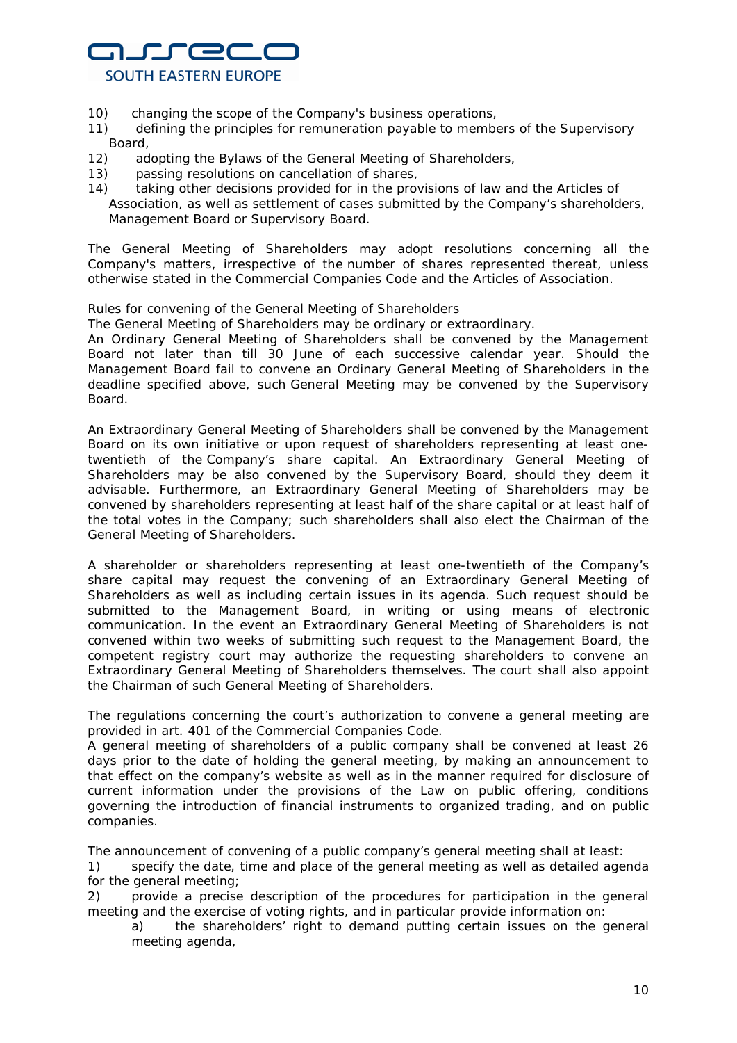10) changing the scope of the Company's business operations,
11) defining the principles for remuneration payable to members of the Supervisory Board,
12) adopting the Bylaws of the General Meeting of Shareholders,
13) passing resolutions on cancellation of shares,
14) taking other decisions provided for in the provisions of law and the Articles of Association, as well as settlement of cases submitted by the Company's shareholders, Management Board or Supervisory Board.

The General Meeting of Shareholders may adopt resolutions concerning all the Company's matters, irrespective of the number of shares represented thereat, unless otherwise stated in the Commercial Companies Code and the Articles of Association.

Rules for convening of the General Meeting of Shareholders

The General Meeting of Shareholders may be ordinary or extraordinary.

An Ordinary General Meeting of Shareholders shall be convened by the Management Board not later than till 30 June of each successive calendar year. Should the Management Board fail to convene an Ordinary General Meeting of Shareholders in the deadline specified above, such General Meeting may be convened by the Supervisory Board.

An Extraordinary General Meeting of Shareholders shall be convened by the Management Board on its own initiative or upon request of shareholders representing at least one-twentieth of the Company's share capital. An Extraordinary General Meeting of Shareholders may be also convened by the Supervisory Board, should they deem it advisable. Furthermore, an Extraordinary General Meeting of Shareholders may be convened by shareholders representing at least half of the share capital or at least half of the total votes in the Company; such shareholders shall also elect the Chairman of the General Meeting of Shareholders.

A shareholder or shareholders representing at least one-twentieth of the Company's share capital may request the convening of an Extraordinary General Meeting of Shareholders as well as including certain issues in its agenda. Such request should be submitted to the Management Board, in writing or using means of electronic communication. In the event an Extraordinary General Meeting of Shareholders is not convened within two weeks of submitting such request to the Management Board, the competent registry court may authorize the requesting shareholders to convene an Extraordinary General Meeting of Shareholders themselves. The court shall also appoint the Chairman of such General Meeting of Shareholders.

The regulations concerning the court's authorization to convene a general meeting are provided in art. 401 of the Commercial Companies Code.

A general meeting of shareholders of a public company shall be convened at least 26 days prior to the date of holding the general meeting, by making an announcement to that effect on the company's website as well as in the manner required for disclosure of current information under the provisions of the Law on public offering, conditions governing the introduction of financial instruments to organized trading, and on public companies.

The announcement of convening of a public company's general meeting shall at least:

1) specify the date, time and place of the general meeting as well as detailed agenda for the general meeting;
2) provide a precise description of the procedures for participation in the general meeting and the exercise of voting rights, and in particular provide information on:
   a) the shareholders' right to demand putting certain issues on the general meeting agenda,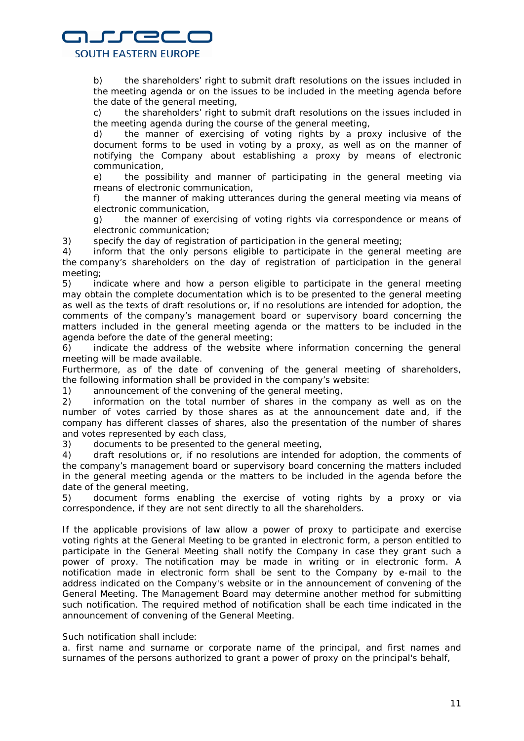b) the shareholders' right to submit draft resolutions on the issues included in the meeting agenda or on the issues to be included in the meeting agenda before the date of the general meeting,

c) the shareholders' right to submit draft resolutions on the issues included in the meeting agenda during the course of the general meeting,

d) the manner of exercising of voting rights by a proxy inclusive of the document forms to be used in voting by a proxy, as well as on the manner of notifying the Company about establishing a proxy by means of electronic communication,

e) the possibility and manner of participating in the general meeting via means of electronic communication,

f) the manner of making utterances during the general meeting via means of electronic communication,

g) the manner of exercising of voting rights via correspondence or means of electronic communication;

3) specify the day of registration of participation in the general meeting;

4) inform that the only persons eligible to participate in the general meeting are the company's shareholders on the day of registration of participation in the general meeting;

5) indicate where and how a person eligible to participate in the general meeting may obtain the complete documentation which is to be presented to the general meeting as well as the texts of draft resolutions or, if no resolutions are intended for adoption, the comments of the company's management board or supervisory board concerning the matters included in the general meeting agenda or the matters to be included in the agenda before the date of the general meeting;

6) indicate the address of the website where information concerning the general meeting will be made available.

Furthermore, as of the date of convening of the general meeting of shareholders, the following information shall be provided in the company's website:

1) announcement of the convening of the general meeting,

2) information on the total number of shares in the company as well as on the number of votes carried by those shares as at the announcement date and, if the company has different classes of shares, also the presentation of the number of shares and votes represented by each class,

3) documents to be presented to the general meeting,

4) draft resolutions or, if no resolutions are intended for adoption, the comments of the company's management board or supervisory board concerning the matters included in the general meeting agenda or the matters to be included in the agenda before the date of the general meeting,

5) document forms enabling the exercise of voting rights by a proxy or via correspondence, if they are not sent directly to all the shareholders.

If the applicable provisions of law allow a power of proxy to participate and exercise voting rights at the General Meeting to be granted in electronic form, a person entitled to participate in the General Meeting shall notify the Company in case they grant such a power of proxy. The notification may be made in writing or in electronic form. A notification made in electronic form shall be sent to the Company by e-mail to the address indicated on the Company's website or in the announcement of convening of the General Meeting. The Management Board may determine another method for submitting such notification. The required method of notification shall be each time indicated in the announcement of convening of the General Meeting.

Such notification shall include:

a. first name and surname or corporate name of the principal, and first names and surnames of the persons authorized to grant a power of proxy on the principal's behalf,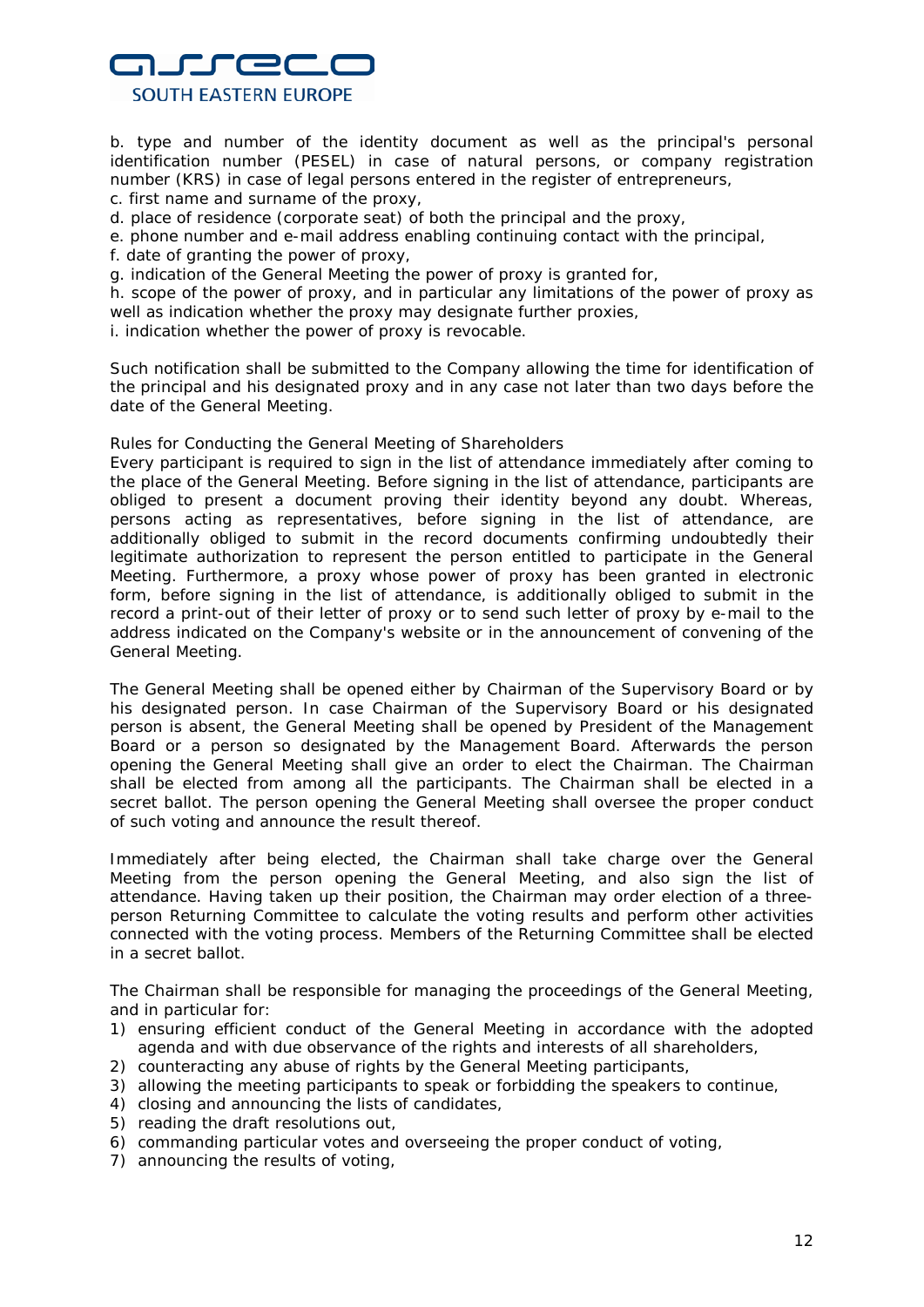b. type and number of the identity document as well as the principal's personal identification number (PESEL) in case of natural persons, or company registration number (KRS) in case of legal persons entered in the register of entrepreneurs,
c. first name and surname of the proxy,
d. place of residence (corporate seat) of both the principal and the proxy,
e. phone number and e-mail address enabling continuing contact with the principal,
f. date of granting the power of proxy,
g. indication of the General Meeting the power of proxy is granted for,
h. scope of the power of proxy, and in particular any limitations of the power of proxy as well as indication whether the proxy may designate further proxies,
i. indication whether the power of proxy is revocable.

Such notification shall be submitted to the Company allowing the time for identification of the principal and his designated proxy and in any case not later than two days before the date of the General Meeting.

Rules for Conducting the General Meeting of Shareholders

Every participant is required to sign in the list of attendance immediately after coming to the place of the General Meeting. Before signing in the list of attendance, participants are obliged to present a document proving their identity beyond any doubt. Whereas, persons acting as representatives, before signing in the list of attendance, are additionally obliged to submit in the record documents confirming undoubtedly their legitimate authorization to represent the person entitled to participate in the General Meeting. Furthermore, a proxy whose power of proxy has been granted in electronic form, before signing in the list of attendance, is additionally obliged to submit in the record a print-out of their letter of proxy or to send such letter of proxy by e-mail to the address indicated on the Company's website or in the announcement of convening of the General Meeting.

The General Meeting shall be opened either by Chairman of the Supervisory Board or by his designated person. In case Chairman of the Supervisory Board or his designated person is absent, the General Meeting shall be opened by President of the Management Board or a person so designated by the Management Board. Afterwards the person opening the General Meeting shall give an order to elect the Chairman. The Chairman shall be elected from among all the participants. The Chairman shall be elected in a secret ballot. The person opening the General Meeting shall oversee the proper conduct of such voting and announce the result thereof.

Immediately after being elected, the Chairman shall take charge over the General Meeting from the person opening the General Meeting, and also sign the list of attendance. Having taken up their position, the Chairman may order election of a three-person Returning Committee to calculate the voting results and perform other activities connected with the voting process. Members of the Returning Committee shall be elected in a secret ballot.

The Chairman shall be responsible for managing the proceedings of the General Meeting, and in particular for:

1) ensuring efficient conduct of the General Meeting in accordance with the adopted agenda and with due observance of the rights and interests of all shareholders,
2) counteracting any abuse of rights by the General Meeting participants,
3) allowing the meeting participants to speak or forbidding the speakers to continue,
4) closing and announcing the lists of candidates,
5) reading the draft resolutions out,
6) commanding particular votes and overseeing the proper conduct of voting,
7) announcing the results of voting,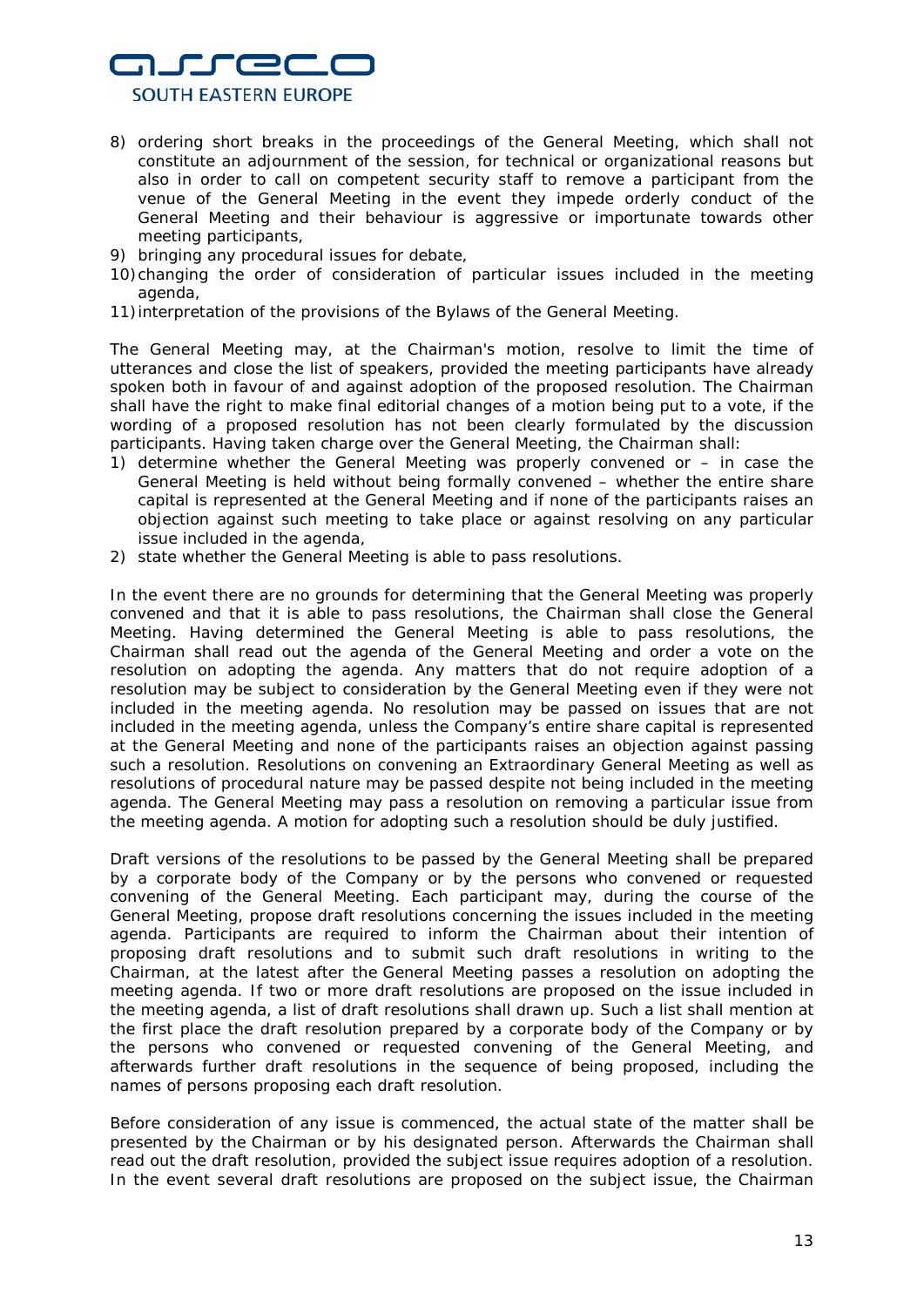8) ordering short breaks in the proceedings of the General Meeting, which shall not constitute an adjournment of the session, for technical or organizational reasons but also in order to call on competent security staff to remove a participant from the venue of the General Meeting in the event they impede orderly conduct of the General Meeting and their behaviour is aggressive or importunate towards other meeting participants,
9) bringing any procedural issues for debate,
10) changing the order of consideration of particular issues included in the meeting agenda,
11) interpretation of the provisions of the Bylaws of the General Meeting.

The General Meeting may, at the Chairman's motion, resolve to limit the time of utterances and close the list of speakers, provided the meeting participants have already spoken both in favour of and against adoption of the proposed resolution. The Chairman shall have the right to make final editorial changes of a motion being put to a vote, if the wording of a proposed resolution has not been clearly formulated by the discussion participants. Having taken charge over the General Meeting, the Chairman shall:

1) determine whether the General Meeting was properly convened or – in case the General Meeting is held without being formally convened – whether the entire share capital is represented at the General Meeting and if none of the participants raises an objection against such meeting to take place or against resolving on any particular issue included in the agenda,
2) state whether the General Meeting is able to pass resolutions.

In the event there are no grounds for determining that the General Meeting was properly convened and that it is able to pass resolutions, the Chairman shall close the General Meeting. Having determined the General Meeting is able to pass resolutions, the Chairman shall read out the agenda of the General Meeting and order a vote on the resolution on adopting the agenda. Any matters that do not require adoption of a resolution may be subject to consideration by the General Meeting even if they were not included in the meeting agenda. No resolution may be passed on issues that are not included in the meeting agenda, unless the Company's entire share capital is represented at the General Meeting and none of the participants raises an objection against passing such a resolution. Resolutions on convening an Extraordinary General Meeting as well as resolutions of procedural nature may be passed despite not being included in the meeting agenda. The General Meeting may pass a resolution on removing a particular issue from the meeting agenda. A motion for adopting such a resolution should be duly justified.

Draft versions of the resolutions to be passed by the General Meeting shall be prepared by a corporate body of the Company or by the persons who convened or requested convening of the General Meeting. Each participant may, during the course of the General Meeting, propose draft resolutions concerning the issues included in the meeting agenda. Participants are required to inform the Chairman about their intention of proposing draft resolutions and to submit such draft resolutions in writing to the Chairman, at the latest after the General Meeting passes a resolution on adopting the meeting agenda. If two or more draft resolutions are proposed on the issue included in the meeting agenda, a list of draft resolutions shall drawn up. Such a list shall mention at the first place the draft resolution prepared by a corporate body of the Company or by the persons who convened or requested convening of the General Meeting, and afterwards further draft resolutions in the sequence of being proposed, including the names of persons proposing each draft resolution.

Before consideration of any issue is commenced, the actual state of the matter shall be presented by the Chairman or by his designated person. Afterwards the Chairman shall read out the draft resolution, provided the subject issue requires adoption of a resolution. In the event several draft resolutions are proposed on the subject issue, the Chairman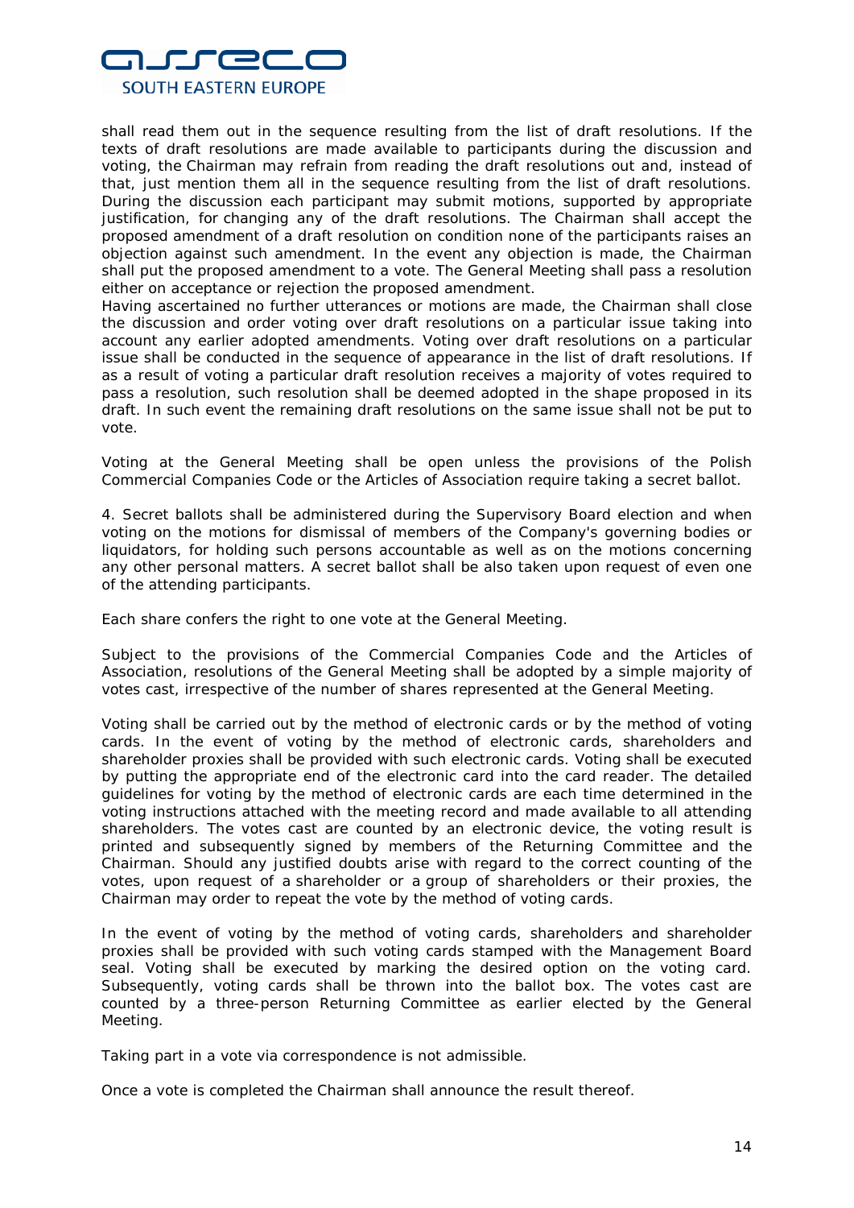shall read them out in the sequence resulting from the list of draft resolutions. If the texts of draft resolutions are made available to participants during the discussion and voting, the Chairman may refrain from reading the draft resolutions out and, instead of that, just mention them all in the sequence resulting from the list of draft resolutions. During the discussion each participant may submit motions, supported by appropriate justification, for changing any of the draft resolutions. The Chairman shall accept the proposed amendment of a draft resolution on condition none of the participants raises an objection against such amendment. In the event any objection is made, the Chairman shall put the proposed amendment to a vote. The General Meeting shall pass a resolution either on acceptance or rejection the proposed amendment.
Having ascertained no further utterances or motions are made, the Chairman shall close the discussion and order voting over draft resolutions on a particular issue taking into account any earlier adopted amendments. Voting over draft resolutions on a particular issue shall be conducted in the sequence of appearance in the list of draft resolutions. If as a result of voting a particular draft resolution receives a majority of votes required to pass a resolution, such resolution shall be deemed adopted in the shape proposed in its draft. In such event the remaining draft resolutions on the same issue shall not be put to vote.

Voting at the General Meeting shall be open unless the provisions of the Polish Commercial Companies Code or the Articles of Association require taking a secret ballot.

4. Secret ballots shall be administered during the Supervisory Board election and when voting on the motions for dismissal of members of the Company's governing bodies or liquidators, for holding such persons accountable as well as on the motions concerning any other personal matters. A secret ballot shall be also taken upon request of even one of the attending participants.

Each share confers the right to one vote at the General Meeting.

Subject to the provisions of the Commercial Companies Code and the Articles of Association, resolutions of the General Meeting shall be adopted by a simple majority of votes cast, irrespective of the number of shares represented at the General Meeting.

Voting shall be carried out by the method of electronic cards or by the method of voting cards. In the event of voting by the method of electronic cards, shareholders and shareholder proxies shall be provided with such electronic cards. Voting shall be executed by putting the appropriate end of the electronic card into the card reader. The detailed guidelines for voting by the method of electronic cards are each time determined in the voting instructions attached with the meeting record and made available to all attending shareholders. The votes cast are counted by an electronic device, the voting result is printed and subsequently signed by members of the Returning Committee and the Chairman. Should any justified doubts arise with regard to the correct counting of the votes, upon request of a shareholder or a group of shareholders or their proxies, the Chairman may order to repeat the vote by the method of voting cards.

In the event of voting by the method of voting cards, shareholders and shareholder proxies shall be provided with such voting cards stamped with the Management Board seal. Voting shall be executed by marking the desired option on the voting card. Subsequently, voting cards shall be thrown into the ballot box. The votes cast are counted by a three-person Returning Committee as earlier elected by the General Meeting.

Taking part in a vote via correspondence is not admissible.

Once a vote is completed the Chairman shall announce the result thereof.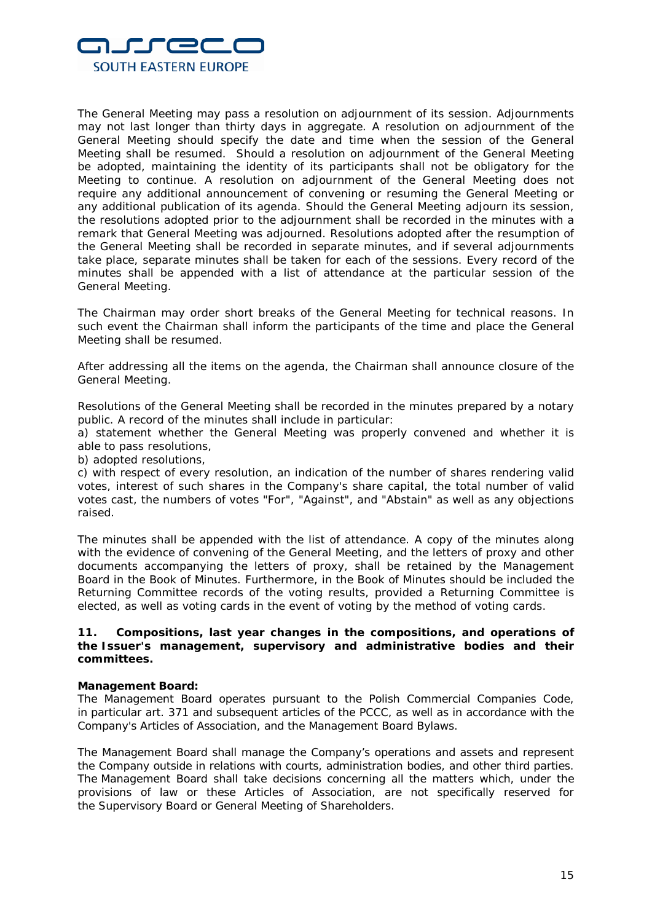The General Meeting may pass a resolution on adjournment of its session. Adjournments may not last longer than thirty days in aggregate. A resolution on adjournment of the General Meeting should specify the date and time when the session of the General Meeting shall be resumed. Should a resolution on adjournment of the General Meeting be adopted, maintaining the identity of its participants shall not be obligatory for the Meeting to continue. A resolution on adjournment of the General Meeting does not require any additional announcement of convening or resuming the General Meeting or any additional publication of its agenda. Should the General Meeting adjourn its session, the resolutions adopted prior to the adjournment shall be recorded in the minutes with a remark that General Meeting was adjourned. Resolutions adopted after the resumption of the General Meeting shall be recorded in separate minutes, and if several adjournments take place, separate minutes shall be taken for each of the sessions. Every record of the minutes shall be appended with a list of attendance at the particular session of the General Meeting.

The Chairman may order short breaks of the General Meeting for technical reasons. In such event the Chairman shall inform the participants of the time and place the General Meeting shall be resumed.

After addressing all the items on the agenda, the Chairman shall announce closure of the General Meeting.

Resolutions of the General Meeting shall be recorded in the minutes prepared by a notary public. A record of the minutes shall include in particular:
a) statement whether the General Meeting was properly convened and whether it is able to pass resolutions,
b) adopted resolutions,
c) with respect of every resolution, an indication of the number of shares rendering valid votes, interest of such shares in the Company's share capital, the total number of valid votes cast, the numbers of votes "For", "Against", and "Abstain" as well as any objections raised.

The minutes shall be appended with the list of attendance. A copy of the minutes along with the evidence of convening of the General Meeting, and the letters of proxy and other documents accompanying the letters of proxy, shall be retained by the Management Board in the Book of Minutes. Furthermore, in the Book of Minutes should be included the Returning Committee records of the voting results, provided a Returning Committee is elected, as well as voting cards in the event of voting by the method of voting cards.

## 11. Compositions, last year changes in the compositions, and operations of the Issuer's management, supervisory and administrative bodies and their committees.

**Management Board:**
The Management Board operates pursuant to the Polish Commercial Companies Code, in particular art. 371 and subsequent articles of the PCCC, as well as in accordance with the Company's Articles of Association, and the Management Board Bylaws.

The Management Board shall manage the Company's operations and assets and represent the Company outside in relations with courts, administration bodies, and other third parties. The Management Board shall take decisions concerning all the matters which, under the provisions of law or these Articles of Association, are not specifically reserved for the Supervisory Board or General Meeting of Shareholders.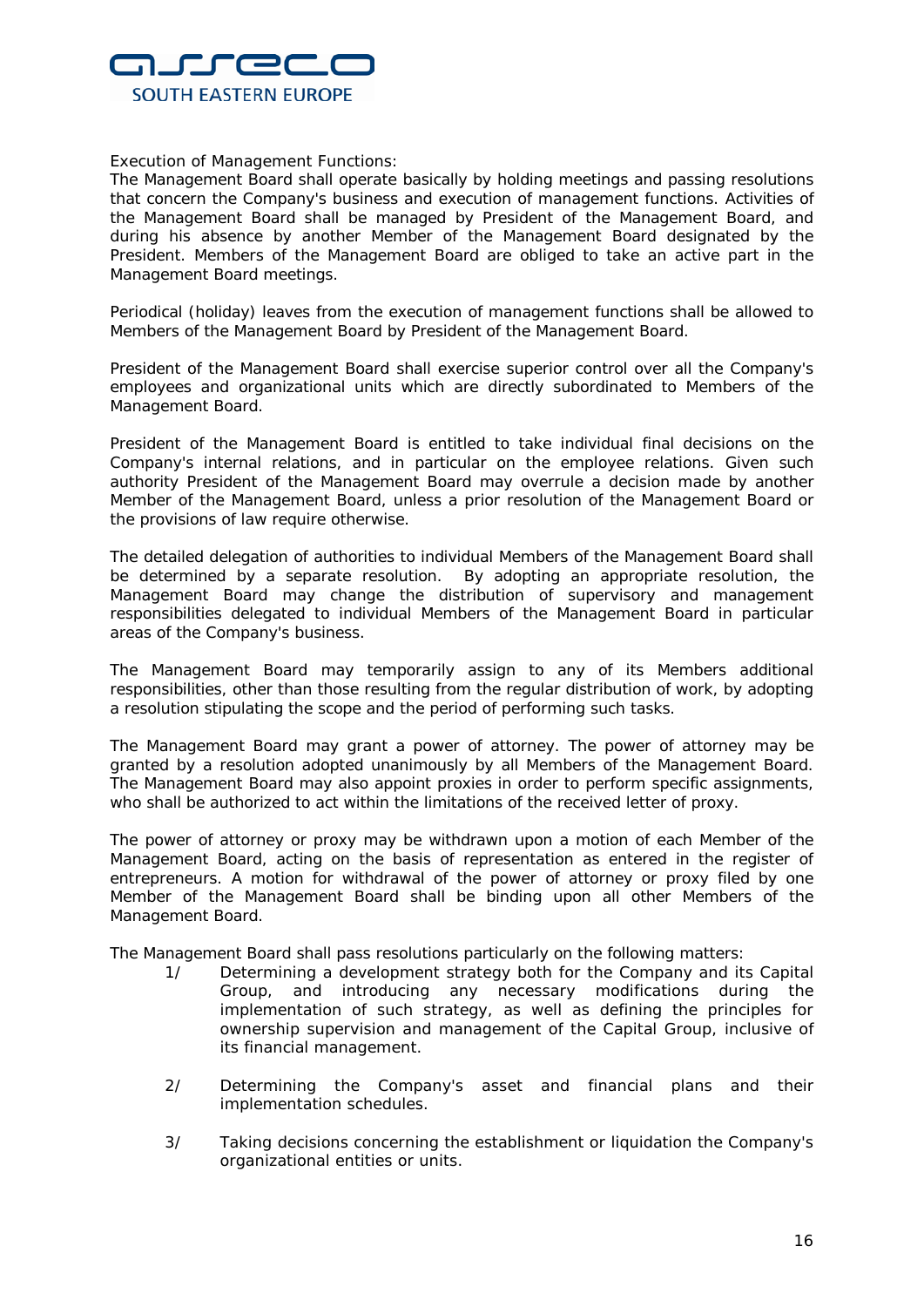Execution of Management Functions:

The Management Board shall operate basically by holding meetings and passing resolutions that concern the Company's business and execution of management functions. Activities of the Management Board shall be managed by President of the Management Board, and during his absence by another Member of the Management Board designated by the President. Members of the Management Board are obliged to take an active part in the Management Board meetings.

Periodical (holiday) leaves from the execution of management functions shall be allowed to Members of the Management Board by President of the Management Board.

President of the Management Board shall exercise superior control over all the Company's employees and organizational units which are directly subordinated to Members of the Management Board.

President of the Management Board is entitled to take individual final decisions on the Company's internal relations, and in particular on the employee relations. Given such authority President of the Management Board may overrule a decision made by another Member of the Management Board, unless a prior resolution of the Management Board or the provisions of law require otherwise.

The detailed delegation of authorities to individual Members of the Management Board shall be determined by a separate resolution. By adopting an appropriate resolution, the Management Board may change the distribution of supervisory and management responsibilities delegated to individual Members of the Management Board in particular areas of the Company's business.

The Management Board may temporarily assign to any of its Members additional responsibilities, other than those resulting from the regular distribution of work, by adopting a resolution stipulating the scope and the period of performing such tasks.

The Management Board may grant a power of attorney. The power of attorney may be granted by a resolution adopted unanimously by all Members of the Management Board. The Management Board may also appoint proxies in order to perform specific assignments, who shall be authorized to act within the limitations of the received letter of proxy.

The power of attorney or proxy may be withdrawn upon a motion of each Member of the Management Board, acting on the basis of representation as entered in the register of entrepreneurs. A motion for withdrawal of the power of attorney or proxy filed by one Member of the Management Board shall be binding upon all other Members of the Management Board.

The Management Board shall pass resolutions particularly on the following matters:

1/ Determining a development strategy both for the Company and its Capital Group, and introducing any necessary modifications during the implementation of such strategy, as well as defining the principles for ownership supervision and management of the Capital Group, inclusive of its financial management.

2/ Determining the Company's asset and financial plans and their implementation schedules.

3/ Taking decisions concerning the establishment or liquidation the Company's organizational entities or units.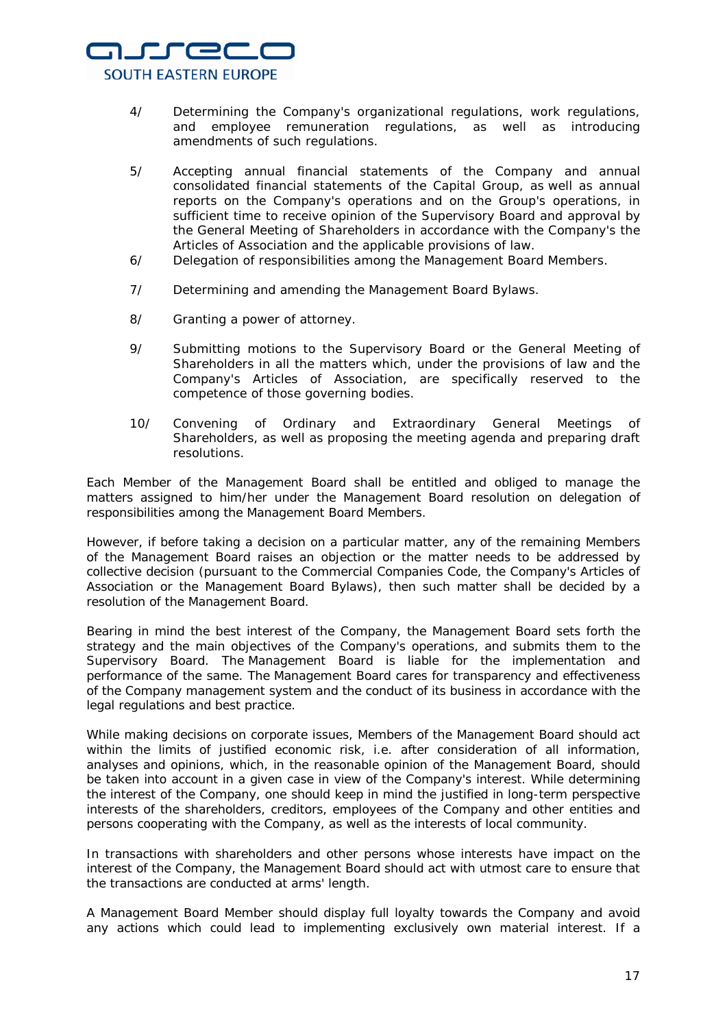4/ Determining the Company's organizational regulations, work regulations, and employee remuneration regulations, as well as introducing amendments of such regulations.

5/ Accepting annual financial statements of the Company and annual consolidated financial statements of the Capital Group, as well as annual reports on the Company's operations and on the Group's operations, in sufficient time to receive opinion of the Supervisory Board and approval by the General Meeting of Shareholders in accordance with the Company's the Articles of Association and the applicable provisions of law.

6/ Delegation of responsibilities among the Management Board Members.

7/ Determining and amending the Management Board Bylaws.

8/ Granting a power of attorney.

9/ Submitting motions to the Supervisory Board or the General Meeting of Shareholders in all the matters which, under the provisions of law and the Company's Articles of Association, are specifically reserved to the competence of those governing bodies.

10/ Convening of Ordinary and Extraordinary General Meetings of Shareholders, as well as proposing the meeting agenda and preparing draft resolutions.

Each Member of the Management Board shall be entitled and obliged to manage the matters assigned to him/her under the Management Board resolution on delegation of responsibilities among the Management Board Members.

However, if before taking a decision on a particular matter, any of the remaining Members of the Management Board raises an objection or the matter needs to be addressed by collective decision (pursuant to the Commercial Companies Code, the Company's Articles of Association or the Management Board Bylaws), then such matter shall be decided by a resolution of the Management Board.

Bearing in mind the best interest of the Company, the Management Board sets forth the strategy and the main objectives of the Company's operations, and submits them to the Supervisory Board. The Management Board is liable for the implementation and performance of the same. The Management Board cares for transparency and effectiveness of the Company management system and the conduct of its business in accordance with the legal regulations and best practice.

While making decisions on corporate issues, Members of the Management Board should act within the limits of justified economic risk, i.e. after consideration of all information, analyses and opinions, which, in the reasonable opinion of the Management Board, should be taken into account in a given case in view of the Company's interest. While determining the interest of the Company, one should keep in mind the justified in long-term perspective interests of the shareholders, creditors, employees of the Company and other entities and persons cooperating with the Company, as well as the interests of local community.

In transactions with shareholders and other persons whose interests have impact on the interest of the Company, the Management Board should act with utmost care to ensure that the transactions are conducted at arms' length.

A Management Board Member should display full loyalty towards the Company and avoid any actions which could lead to implementing exclusively own material interest. If a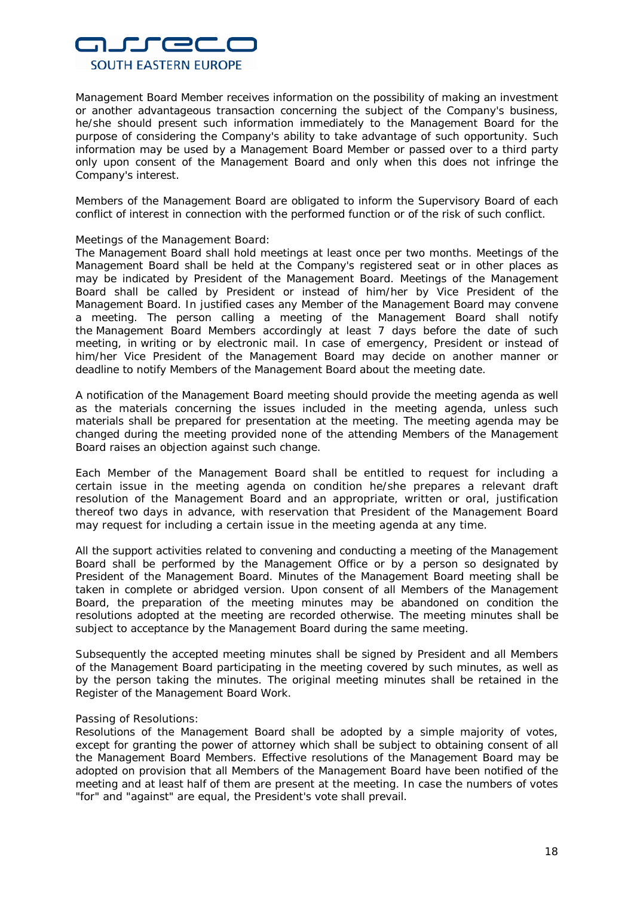Management Board Member receives information on the possibility of making an investment or another advantageous transaction concerning the subject of the Company's business, he/she should present such information immediately to the Management Board for the purpose of considering the Company's ability to take advantage of such opportunity. Such information may be used by a Management Board Member or passed over to a third party only upon consent of the Management Board and only when this does not infringe the Company's interest.

Members of the Management Board are obligated to inform the Supervisory Board of each conflict of interest in connection with the performed function or of the risk of such conflict.

Meetings of the Management Board:
The Management Board shall hold meetings at least once per two months. Meetings of the Management Board shall be held at the Company's registered seat or in other places as may be indicated by President of the Management Board. Meetings of the Management Board shall be called by President or instead of him/her by Vice President of the Management Board. In justified cases any Member of the Management Board may convene a meeting. The person calling a meeting of the Management Board shall notify the Management Board Members accordingly at least 7 days before the date of such meeting, in writing or by electronic mail. In case of emergency, President or instead of him/her Vice President of the Management Board may decide on another manner or deadline to notify Members of the Management Board about the meeting date.

A notification of the Management Board meeting should provide the meeting agenda as well as the materials concerning the issues included in the meeting agenda, unless such materials shall be prepared for presentation at the meeting. The meeting agenda may be changed during the meeting provided none of the attending Members of the Management Board raises an objection against such change.

Each Member of the Management Board shall be entitled to request for including a certain issue in the meeting agenda on condition he/she prepares a relevant draft resolution of the Management Board and an appropriate, written or oral, justification thereof two days in advance, with reservation that President of the Management Board may request for including a certain issue in the meeting agenda at any time.

All the support activities related to convening and conducting a meeting of the Management Board shall be performed by the Management Office or by a person so designated by President of the Management Board. Minutes of the Management Board meeting shall be taken in complete or abridged version. Upon consent of all Members of the Management Board, the preparation of the meeting minutes may be abandoned on condition the resolutions adopted at the meeting are recorded otherwise. The meeting minutes shall be subject to acceptance by the Management Board during the same meeting.

Subsequently the accepted meeting minutes shall be signed by President and all Members of the Management Board participating in the meeting covered by such minutes, as well as by the person taking the minutes. The original meeting minutes shall be retained in the Register of the Management Board Work.

Passing of Resolutions:
Resolutions of the Management Board shall be adopted by a simple majority of votes, except for granting the power of attorney which shall be subject to obtaining consent of all the Management Board Members. Effective resolutions of the Management Board may be adopted on provision that all Members of the Management Board have been notified of the meeting and at least half of them are present at the meeting. In case the numbers of votes "for" and "against" are equal, the President's vote shall prevail.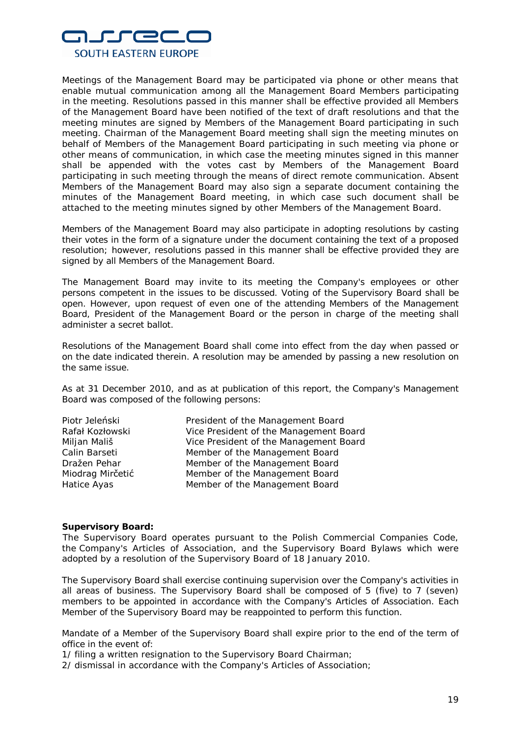Meetings of the Management Board may be participated via phone or other means that enable mutual communication among all the Management Board Members participating in the meeting. Resolutions passed in this manner shall be effective provided all Members of the Management Board have been notified of the text of draft resolutions and that the meeting minutes are signed by Members of the Management Board participating in such meeting. Chairman of the Management Board meeting shall sign the meeting minutes on behalf of Members of the Management Board participating in such meeting via phone or other means of communication, in which case the meeting minutes signed in this manner shall be appended with the votes cast by Members of the Management Board participating in such meeting through the means of direct remote communication. Absent Members of the Management Board may also sign a separate document containing the minutes of the Management Board meeting, in which case such document shall be attached to the meeting minutes signed by other Members of the Management Board.

Members of the Management Board may also participate in adopting resolutions by casting their votes in the form of a signature under the document containing the text of a proposed resolution; however, resolutions passed in this manner shall be effective provided they are signed by all Members of the Management Board.

The Management Board may invite to its meeting the Company's employees or other persons competent in the issues to be discussed. Voting of the Supervisory Board shall be open. However, upon request of even one of the attending Members of the Management Board, President of the Management Board or the person in charge of the meeting shall administer a secret ballot.

Resolutions of the Management Board shall come into effect from the day when passed or on the date indicated therein. A resolution may be amended by passing a new resolution on the same issue.

As at 31 December 2010, and as at publication of this report, the Company's Management Board was composed of the following persons:

| | |
|---|---|
| Piotr Jeleński | President of the Management Board |
| Rafał Kozłowski | Vice President of the Management Board |
| Miljan Mališ | Vice President of the Management Board |
| Calin Barseti | Member of the Management Board |
| Dražen Pehar | Member of the Management Board |
| Miodrag Mirčetić | Member of the Management Board |
| Hatice Ayas | Member of the Management Board |

**Supervisory Board:**

The Supervisory Board operates pursuant to the Polish Commercial Companies Code, the Company's Articles of Association, and the Supervisory Board Bylaws which were adopted by a resolution of the Supervisory Board of 18 January 2010.

The Supervisory Board shall exercise continuing supervision over the Company's activities in all areas of business. The Supervisory Board shall be composed of 5 (five) to 7 (seven) members to be appointed in accordance with the Company's Articles of Association. Each Member of the Supervisory Board may be reappointed to perform this function.

Mandate of a Member of the Supervisory Board shall expire prior to the end of the term of office in the event of:

1/ filing a written resignation to the Supervisory Board Chairman;

2/ dismissal in accordance with the Company's Articles of Association;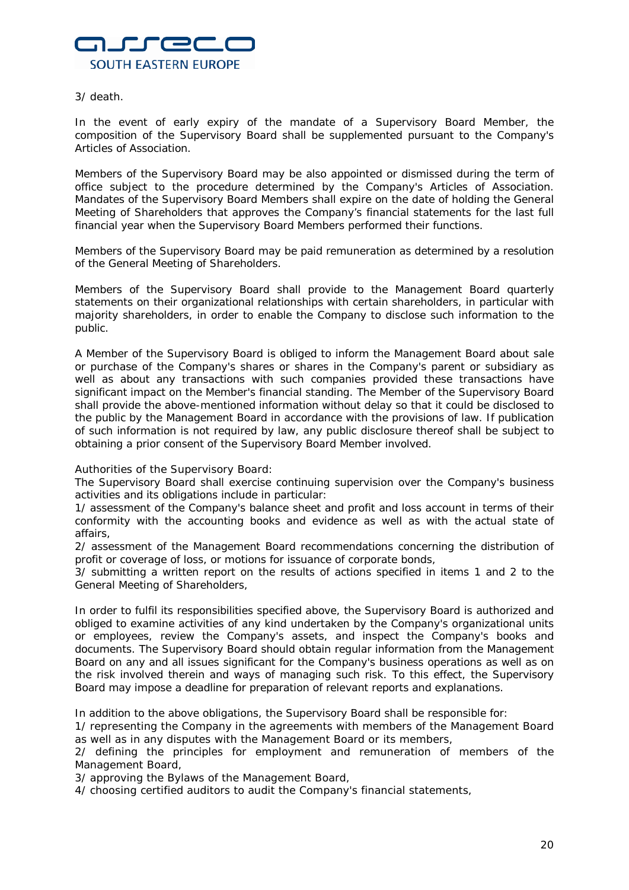3/ death.

In the event of early expiry of the mandate of a Supervisory Board Member, the composition of the Supervisory Board shall be supplemented pursuant to the Company's Articles of Association.

Members of the Supervisory Board may be also appointed or dismissed during the term of office subject to the procedure determined by the Company's Articles of Association. Mandates of the Supervisory Board Members shall expire on the date of holding the General Meeting of Shareholders that approves the Company's financial statements for the last full financial year when the Supervisory Board Members performed their functions.

Members of the Supervisory Board may be paid remuneration as determined by a resolution of the General Meeting of Shareholders.

Members of the Supervisory Board shall provide to the Management Board quarterly statements on their organizational relationships with certain shareholders, in particular with majority shareholders, in order to enable the Company to disclose such information to the public.

A Member of the Supervisory Board is obliged to inform the Management Board about sale or purchase of the Company's shares or shares in the Company's parent or subsidiary as well as about any transactions with such companies provided these transactions have significant impact on the Member's financial standing. The Member of the Supervisory Board shall provide the above-mentioned information without delay so that it could be disclosed to the public by the Management Board in accordance with the provisions of law. If publication of such information is not required by law, any public disclosure thereof shall be subject to obtaining a prior consent of the Supervisory Board Member involved.

Authorities of the Supervisory Board:
The Supervisory Board shall exercise continuing supervision over the Company's business activities and its obligations include in particular:
1/ assessment of the Company's balance sheet and profit and loss account in terms of their conformity with the accounting books and evidence as well as with the actual state of affairs,
2/ assessment of the Management Board recommendations concerning the distribution of profit or coverage of loss, or motions for issuance of corporate bonds,
3/ submitting a written report on the results of actions specified in items 1 and 2 to the General Meeting of Shareholders,

In order to fulfil its responsibilities specified above, the Supervisory Board is authorized and obliged to examine activities of any kind undertaken by the Company's organizational units or employees, review the Company's assets, and inspect the Company's books and documents. The Supervisory Board should obtain regular information from the Management Board on any and all issues significant for the Company's business operations as well as on the risk involved therein and ways of managing such risk. To this effect, the Supervisory Board may impose a deadline for preparation of relevant reports and explanations.

In addition to the above obligations, the Supervisory Board shall be responsible for:
1/ representing the Company in the agreements with members of the Management Board as well as in any disputes with the Management Board or its members,
2/ defining the principles for employment and remuneration of members of the Management Board,
3/ approving the Bylaws of the Management Board,
4/ choosing certified auditors to audit the Company's financial statements,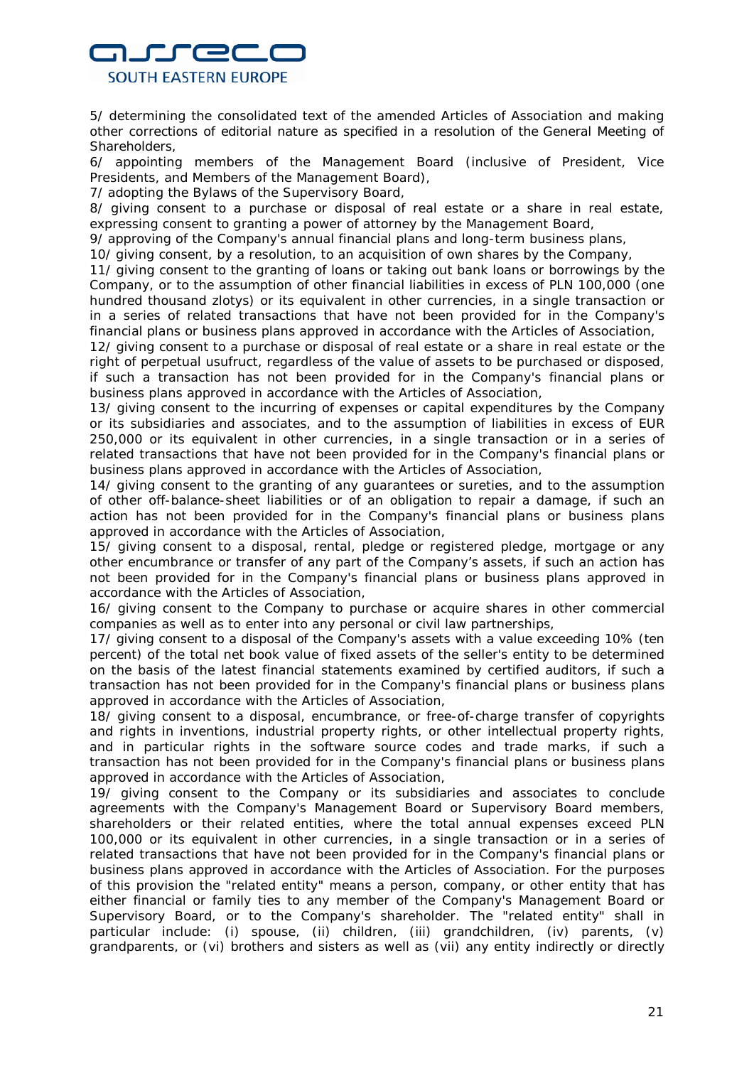5/ determining the consolidated text of the amended Articles of Association and making other corrections of editorial nature as specified in a resolution of the General Meeting of Shareholders,

6/ appointing members of the Management Board (inclusive of President, Vice Presidents, and Members of the Management Board),

7/ adopting the Bylaws of the Supervisory Board,

8/ giving consent to a purchase or disposal of real estate or a share in real estate, expressing consent to granting a power of attorney by the Management Board,

9/ approving of the Company's annual financial plans and long-term business plans,

10/ giving consent, by a resolution, to an acquisition of own shares by the Company,

11/ giving consent to the granting of loans or taking out bank loans or borrowings by the Company, or to the assumption of other financial liabilities in excess of PLN 100,000 (one hundred thousand zlotys) or its equivalent in other currencies, in a single transaction or in a series of related transactions that have not been provided for in the Company's financial plans or business plans approved in accordance with the Articles of Association,

12/ giving consent to a purchase or disposal of real estate or a share in real estate or the right of perpetual usufruct, regardless of the value of assets to be purchased or disposed, if such a transaction has not been provided for in the Company's financial plans or business plans approved in accordance with the Articles of Association,

13/ giving consent to the incurring of expenses or capital expenditures by the Company or its subsidiaries and associates, and to the assumption of liabilities in excess of EUR 250,000 or its equivalent in other currencies, in a single transaction or in a series of related transactions that have not been provided for in the Company's financial plans or business plans approved in accordance with the Articles of Association,

14/ giving consent to the granting of any guarantees or sureties, and to the assumption of other off-balance-sheet liabilities or of an obligation to repair a damage, if such an action has not been provided for in the Company's financial plans or business plans approved in accordance with the Articles of Association,

15/ giving consent to a disposal, rental, pledge or registered pledge, mortgage or any other encumbrance or transfer of any part of the Company's assets, if such an action has not been provided for in the Company's financial plans or business plans approved in accordance with the Articles of Association,

16/ giving consent to the Company to purchase or acquire shares in other commercial companies as well as to enter into any personal or civil law partnerships,

17/ giving consent to a disposal of the Company's assets with a value exceeding 10% (ten percent) of the total net book value of fixed assets of the seller's entity to be determined on the basis of the latest financial statements examined by certified auditors, if such a transaction has not been provided for in the Company's financial plans or business plans approved in accordance with the Articles of Association,

18/ giving consent to a disposal, encumbrance, or free-of-charge transfer of copyrights and rights in inventions, industrial property rights, or other intellectual property rights, and in particular rights in the software source codes and trade marks, if such a transaction has not been provided for in the Company's financial plans or business plans approved in accordance with the Articles of Association,

19/ giving consent to the Company or its subsidiaries and associates to conclude agreements with the Company's Management Board or Supervisory Board members, shareholders or their related entities, where the total annual expenses exceed PLN 100,000 or its equivalent in other currencies, in a single transaction or in a series of related transactions that have not been provided for in the Company's financial plans or business plans approved in accordance with the Articles of Association. For the purposes of this provision the "related entity" means a person, company, or other entity that has either financial or family ties to any member of the Company's Management Board or Supervisory Board, or to the Company's shareholder. The "related entity" shall in particular include: (i) spouse, (ii) children, (iii) grandchildren, (iv) parents, (v) grandparents, or (vi) brothers and sisters as well as (vii) any entity indirectly or directly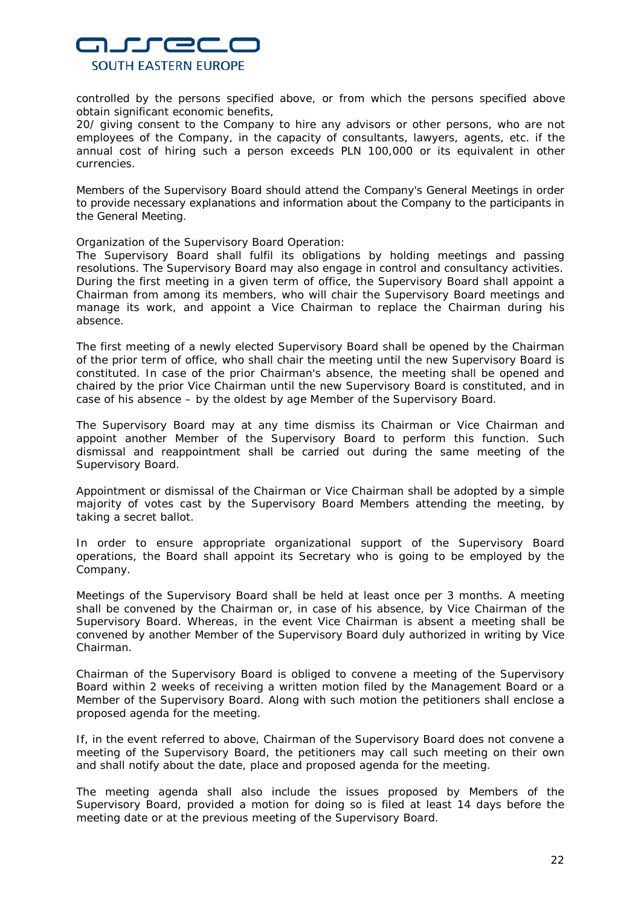controlled by the persons specified above, or from which the persons specified above obtain significant economic benefits,

20/ giving consent to the Company to hire any advisors or other persons, who are not employees of the Company, in the capacity of consultants, lawyers, agents, etc. if the annual cost of hiring such a person exceeds PLN 100,000 or its equivalent in other currencies.

Members of the Supervisory Board should attend the Company's General Meetings in order to provide necessary explanations and information about the Company to the participants in the General Meeting.

Organization of the Supervisory Board Operation:

The Supervisory Board shall fulfil its obligations by holding meetings and passing resolutions. The Supervisory Board may also engage in control and consultancy activities. During the first meeting in a given term of office, the Supervisory Board shall appoint a Chairman from among its members, who will chair the Supervisory Board meetings and manage its work, and appoint a Vice Chairman to replace the Chairman during his absence.

The first meeting of a newly elected Supervisory Board shall be opened by the Chairman of the prior term of office, who shall chair the meeting until the new Supervisory Board is constituted. In case of the prior Chairman's absence, the meeting shall be opened and chaired by the prior Vice Chairman until the new Supervisory Board is constituted, and in case of his absence – by the oldest by age Member of the Supervisory Board.

The Supervisory Board may at any time dismiss its Chairman or Vice Chairman and appoint another Member of the Supervisory Board to perform this function. Such dismissal and reappointment shall be carried out during the same meeting of the Supervisory Board.

Appointment or dismissal of the Chairman or Vice Chairman shall be adopted by a simple majority of votes cast by the Supervisory Board Members attending the meeting, by taking a secret ballot.

In order to ensure appropriate organizational support of the Supervisory Board operations, the Board shall appoint its Secretary who is going to be employed by the Company.

Meetings of the Supervisory Board shall be held at least once per 3 months. A meeting shall be convened by the Chairman or, in case of his absence, by Vice Chairman of the Supervisory Board. Whereas, in the event Vice Chairman is absent a meeting shall be convened by another Member of the Supervisory Board duly authorized in writing by Vice Chairman.

Chairman of the Supervisory Board is obliged to convene a meeting of the Supervisory Board within 2 weeks of receiving a written motion filed by the Management Board or a Member of the Supervisory Board. Along with such motion the petitioners shall enclose a proposed agenda for the meeting.

If, in the event referred to above, Chairman of the Supervisory Board does not convene a meeting of the Supervisory Board, the petitioners may call such meeting on their own and shall notify about the date, place and proposed agenda for the meeting.

The meeting agenda shall also include the issues proposed by Members of the Supervisory Board, provided a motion for doing so is filed at least 14 days before the meeting date or at the previous meeting of the Supervisory Board.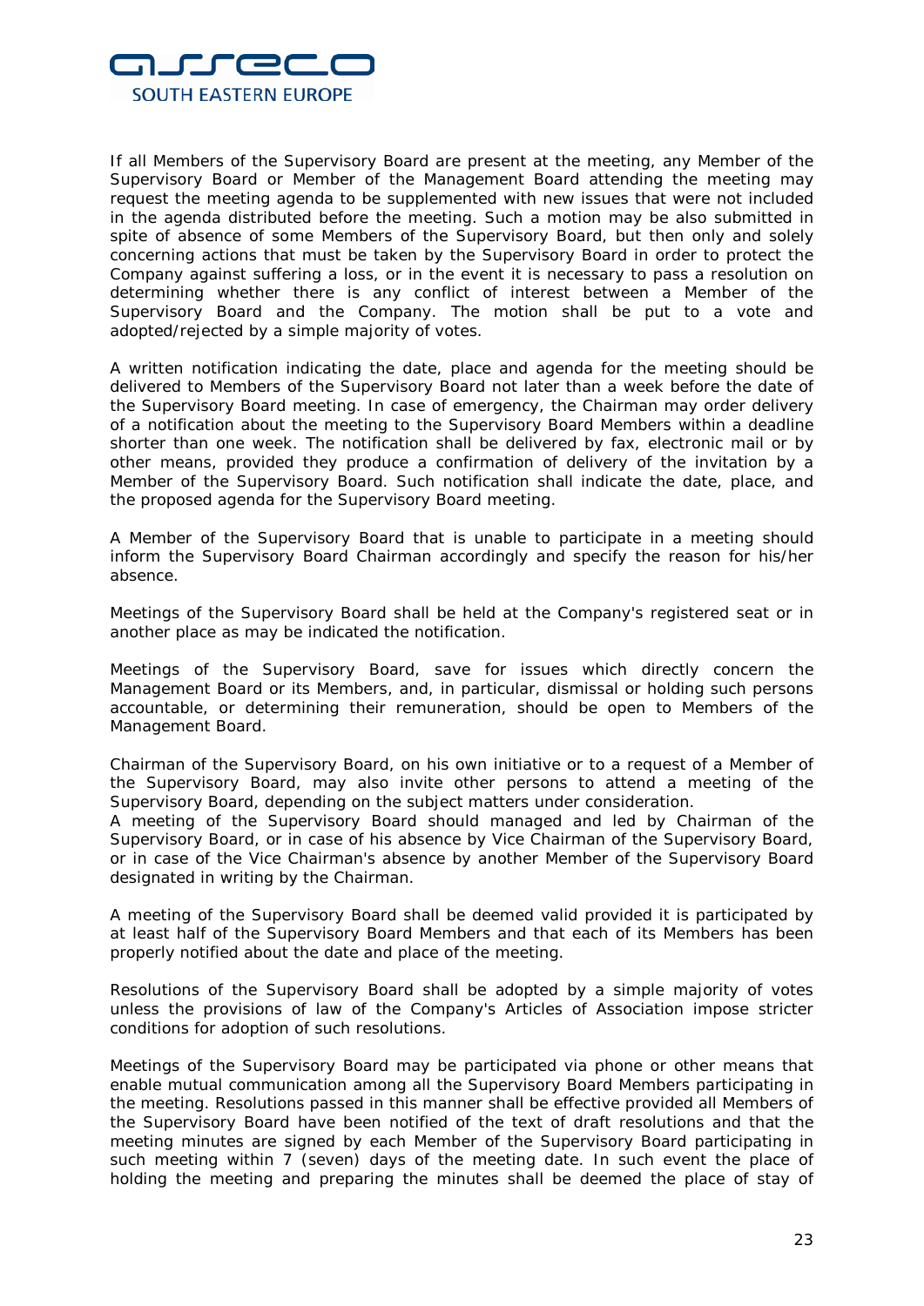If all Members of the Supervisory Board are present at the meeting, any Member of the Supervisory Board or Member of the Management Board attending the meeting may request the meeting agenda to be supplemented with new issues that were not included in the agenda distributed before the meeting. Such a motion may be also submitted in spite of absence of some Members of the Supervisory Board, but then only and solely concerning actions that must be taken by the Supervisory Board in order to protect the Company against suffering a loss, or in the event it is necessary to pass a resolution on determining whether there is any conflict of interest between a Member of the Supervisory Board and the Company. The motion shall be put to a vote and adopted/rejected by a simple majority of votes.

A written notification indicating the date, place and agenda for the meeting should be delivered to Members of the Supervisory Board not later than a week before the date of the Supervisory Board meeting. In case of emergency, the Chairman may order delivery of a notification about the meeting to the Supervisory Board Members within a deadline shorter than one week. The notification shall be delivered by fax, electronic mail or by other means, provided they produce a confirmation of delivery of the invitation by a Member of the Supervisory Board. Such notification shall indicate the date, place, and the proposed agenda for the Supervisory Board meeting.

A Member of the Supervisory Board that is unable to participate in a meeting should inform the Supervisory Board Chairman accordingly and specify the reason for his/her absence.

Meetings of the Supervisory Board shall be held at the Company's registered seat or in another place as may be indicated the notification.

Meetings of the Supervisory Board, save for issues which directly concern the Management Board or its Members, and, in particular, dismissal or holding such persons accountable, or determining their remuneration, should be open to Members of the Management Board.

Chairman of the Supervisory Board, on his own initiative or to a request of a Member of the Supervisory Board, may also invite other persons to attend a meeting of the Supervisory Board, depending on the subject matters under consideration.
A meeting of the Supervisory Board should managed and led by Chairman of the Supervisory Board, or in case of his absence by Vice Chairman of the Supervisory Board, or in case of the Vice Chairman's absence by another Member of the Supervisory Board designated in writing by the Chairman.

A meeting of the Supervisory Board shall be deemed valid provided it is participated by at least half of the Supervisory Board Members and that each of its Members has been properly notified about the date and place of the meeting.

Resolutions of the Supervisory Board shall be adopted by a simple majority of votes unless the provisions of law of the Company's Articles of Association impose stricter conditions for adoption of such resolutions.

Meetings of the Supervisory Board may be participated via phone or other means that enable mutual communication among all the Supervisory Board Members participating in the meeting. Resolutions passed in this manner shall be effective provided all Members of the Supervisory Board have been notified of the text of draft resolutions and that the meeting minutes are signed by each Member of the Supervisory Board participating in such meeting within 7 (seven) days of the meeting date. In such event the place of holding the meeting and preparing the minutes shall be deemed the place of stay of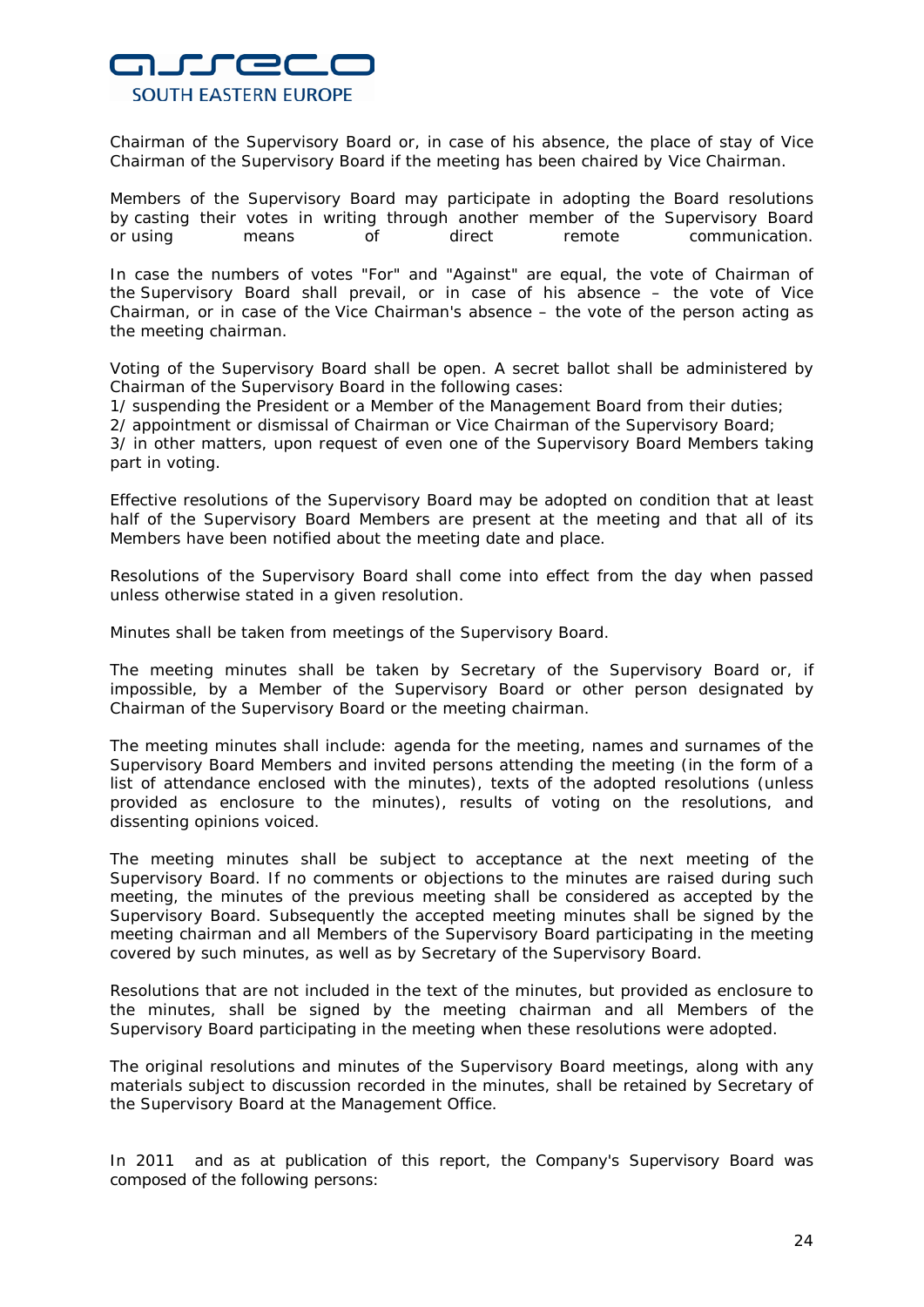Chairman of the Supervisory Board or, in case of his absence, the place of stay of Vice Chairman of the Supervisory Board if the meeting has been chaired by Vice Chairman.

Members of the Supervisory Board may participate in adopting the Board resolutions by casting their votes in writing through another member of the Supervisory Board or using means of direct remote communication.

In case the numbers of votes "For" and "Against" are equal, the vote of Chairman of the Supervisory Board shall prevail, or in case of his absence – the vote of Vice Chairman, or in case of the Vice Chairman's absence – the vote of the person acting as the meeting chairman.

Voting of the Supervisory Board shall be open. A secret ballot shall be administered by Chairman of the Supervisory Board in the following cases:
1/ suspending the President or a Member of the Management Board from their duties;
2/ appointment or dismissal of Chairman or Vice Chairman of the Supervisory Board;
3/ in other matters, upon request of even one of the Supervisory Board Members taking part in voting.

Effective resolutions of the Supervisory Board may be adopted on condition that at least half of the Supervisory Board Members are present at the meeting and that all of its Members have been notified about the meeting date and place.

Resolutions of the Supervisory Board shall come into effect from the day when passed unless otherwise stated in a given resolution.

Minutes shall be taken from meetings of the Supervisory Board.

The meeting minutes shall be taken by Secretary of the Supervisory Board or, if impossible, by a Member of the Supervisory Board or other person designated by Chairman of the Supervisory Board or the meeting chairman.

The meeting minutes shall include: agenda for the meeting, names and surnames of the Supervisory Board Members and invited persons attending the meeting (in the form of a list of attendance enclosed with the minutes), texts of the adopted resolutions (unless provided as enclosure to the minutes), results of voting on the resolutions, and dissenting opinions voiced.

The meeting minutes shall be subject to acceptance at the next meeting of the Supervisory Board. If no comments or objections to the minutes are raised during such meeting, the minutes of the previous meeting shall be considered as accepted by the Supervisory Board. Subsequently the accepted meeting minutes shall be signed by the meeting chairman and all Members of the Supervisory Board participating in the meeting covered by such minutes, as well as by Secretary of the Supervisory Board.

Resolutions that are not included in the text of the minutes, but provided as enclosure to the minutes, shall be signed by the meeting chairman and all Members of the Supervisory Board participating in the meeting when these resolutions were adopted.

The original resolutions and minutes of the Supervisory Board meetings, along with any materials subject to discussion recorded in the minutes, shall be retained by Secretary of the Supervisory Board at the Management Office.

In 2011 and as at publication of this report, the Company's Supervisory Board was composed of the following persons: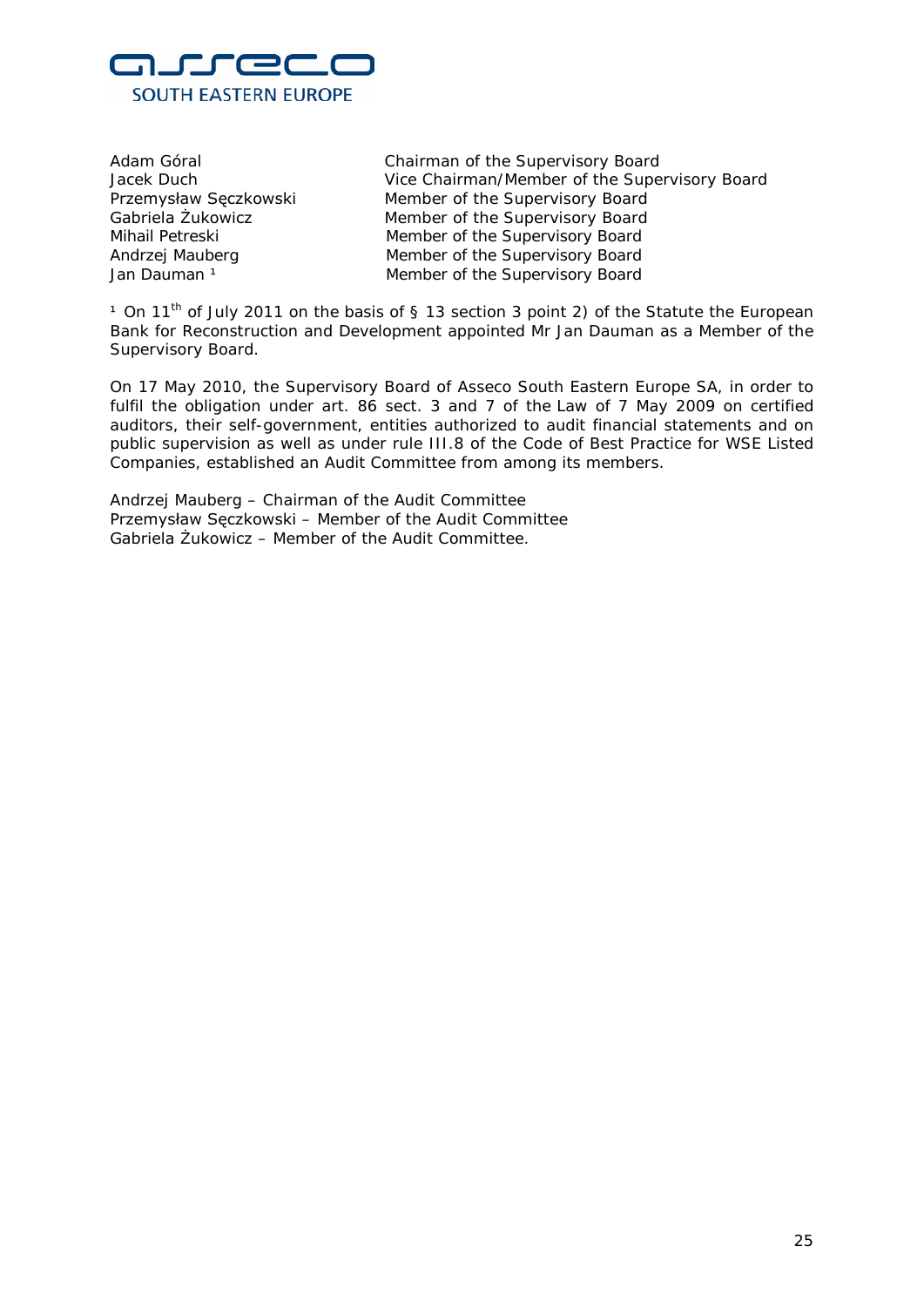| | |
|---|---|
| Adam Góral | Chairman of the Supervisory Board |
| Jacek Duch | Vice Chairman/Member of the Supervisory Board |
| Przemysław Sęczkowski | Member of the Supervisory Board |
| Gabriela Żukowicz | Member of the Supervisory Board |
| Mihail Petreski | Member of the Supervisory Board |
| Andrzej Mauberg | Member of the Supervisory Board |
| Jan Dauman [1] | Member of the Supervisory Board |

[1] On 11th of July 2011 on the basis of § 13 section 3 point 2) of the Statute the European Bank for Reconstruction and Development appointed Mr Jan Dauman as a Member of the Supervisory Board.

On 17 May 2010, the Supervisory Board of Asseco South Eastern Europe SA, in order to fulfil the obligation under art. 86 sect. 3 and 7 of the Law of 7 May 2009 on certified auditors, their self-government, entities authorized to audit financial statements and on public supervision as well as under rule III.8 of the Code of Best Practice for WSE Listed Companies, established an Audit Committee from among its members.

Andrzej Mauberg – Chairman of the Audit Committee
Przemysław Sęczkowski – Member of the Audit Committee
Gabriela Żukowicz – Member of the Audit Committee.